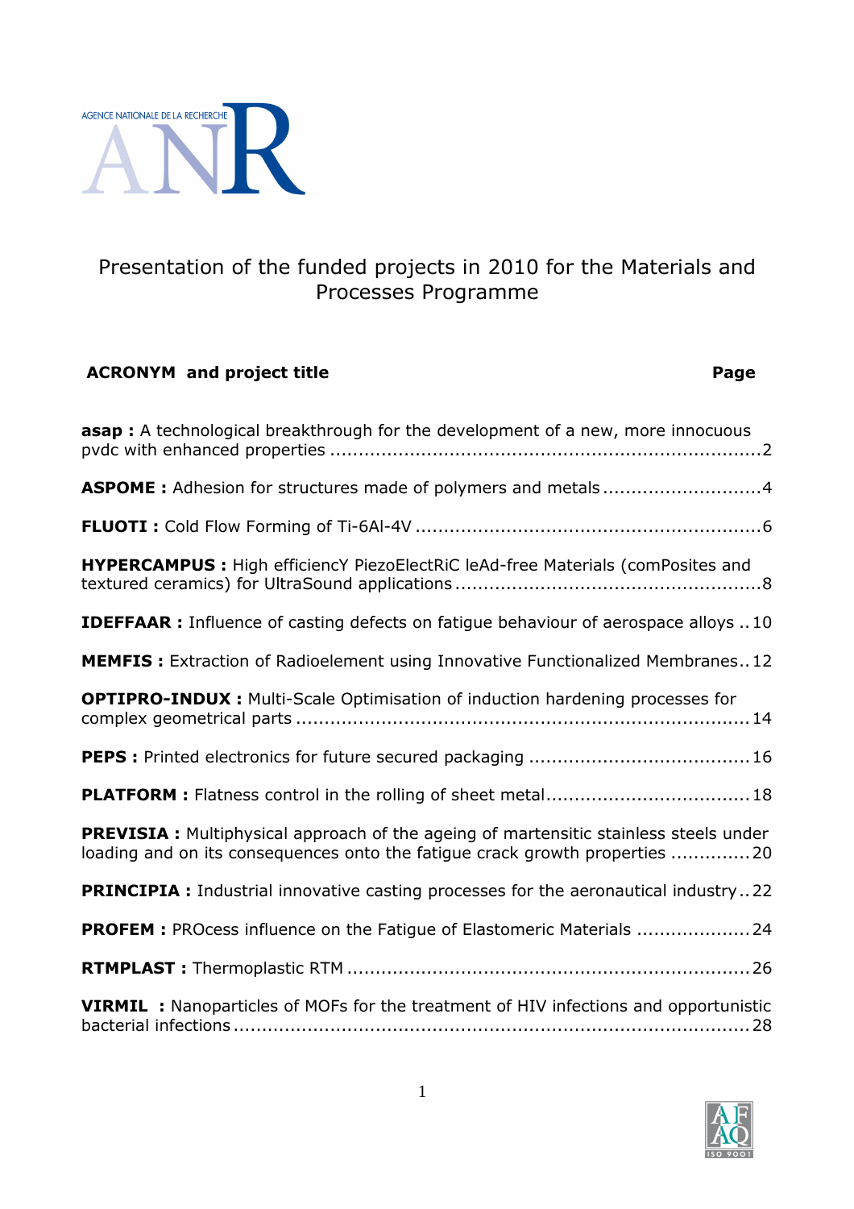AGENCE NATIONALE DE LA RECHERCHE

# Presentation of the funded projects in 2010 for the Materials and Processes Programme

| ACRONYM and project title | Page |
| --- | --- |
| **asap :** A technological breakthrough for the development of a new, more innocuous pvdc with enhanced properties | 2 |
| **ASPOME :** Adhesion for structures made of polymers and metals | 4 |
| **FLUOTI :** Cold Flow Forming of Ti-6Al-4V | 6 |
| **HYPERCAMPUS :** High efficiencY PiezoElectRiC leAd-free Materials (comPosites and textured ceramics) for UltraSound applications | 8 |
| **IDEFFAAR :** Influence of casting defects on fatigue behaviour of aerospace alloys | 10 |
| **MEMFIS :** Extraction of Radioelement using Innovative Functionalized Membranes | 12 |
| **OPTIPRO-INDUX :** Multi-Scale Optimisation of induction hardening processes for complex geometrical parts | 14 |
| **PEPS :** Printed electronics for future secured packaging | 16 |
| **PLATFORM :** Flatness control in the rolling of sheet metal | 18 |
| **PREVISIA :** Multiphysical approach of the ageing of martensitic stainless steels under loading and on its consequences onto the fatigue crack growth properties | 20 |
| **PRINCIPIA :** Industrial innovative casting processes for the aeronautical industry | 22 |
| **PROFEM :** PROcess influence on the Fatigue of Elastomeric Materials | 24 |
| **RTMPLAST :** Thermoplastic RTM | 26 |
| **VIRMIL :** Nanoparticles of MOFs for the treatment of HIV infections and opportunistic bacterial infections | 28 |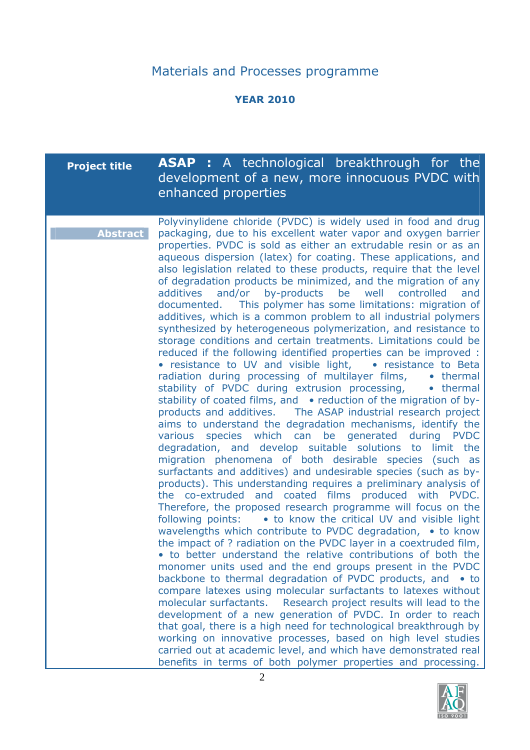Materials and Processes programme

**YEAR 2010**

| **Project title** | **ASAP :** A technological breakthrough for the development of a new, more innocuous PVDC with enhanced properties |
|---|---|
| **Abstract** | Polyvinylidene chloride (PVDC) is widely used in food and drug packaging, due to his excellent water vapor and oxygen barrier properties. PVDC is sold as either an extrudable resin or as an aqueous dispersion (latex) for coating. These applications, and also legislation related to these products, require that the level of degradation products be minimized, and the migration of any additives and/or by-products be well controlled and documented. This polymer has some limitations: migration of additives, which is a common problem to all industrial polymers synthesized by heterogeneous polymerization, and resistance to storage conditions and certain treatments. Limitations could be reduced if the following identified properties can be improved : • resistance to UV and visible light, • resistance to Beta radiation during processing of multilayer films, • thermal stability of PVDC during extrusion processing, • thermal stability of coated films, and • reduction of the migration of by-products and additives. The ASAP industrial research project aims to understand the degradation mechanisms, identify the various species which can be generated during PVDC degradation, and develop suitable solutions to limit the migration phenomena of both desirable species (such as surfactants and additives) and undesirable species (such as by-products). This understanding requires a preliminary analysis of the co-extruded and coated films produced with PVDC. Therefore, the proposed research programme will focus on the following points: • to know the critical UV and visible light wavelengths which contribute to PVDC degradation, • to know the impact of ? radiation on the PVDC layer in a coextruded film, • to better understand the relative contributions of both the monomer units used and the end groups present in the PVDC backbone to thermal degradation of PVDC products, and • to compare latexes using molecular surfactants to latexes without molecular surfactants. Research project results will lead to the development of a new generation of PVDC. In order to reach that goal, there is a high need for technological breakthrough by working on innovative processes, based on high level studies carried out at academic level, and which have demonstrated real benefits in terms of both polymer properties and processing. |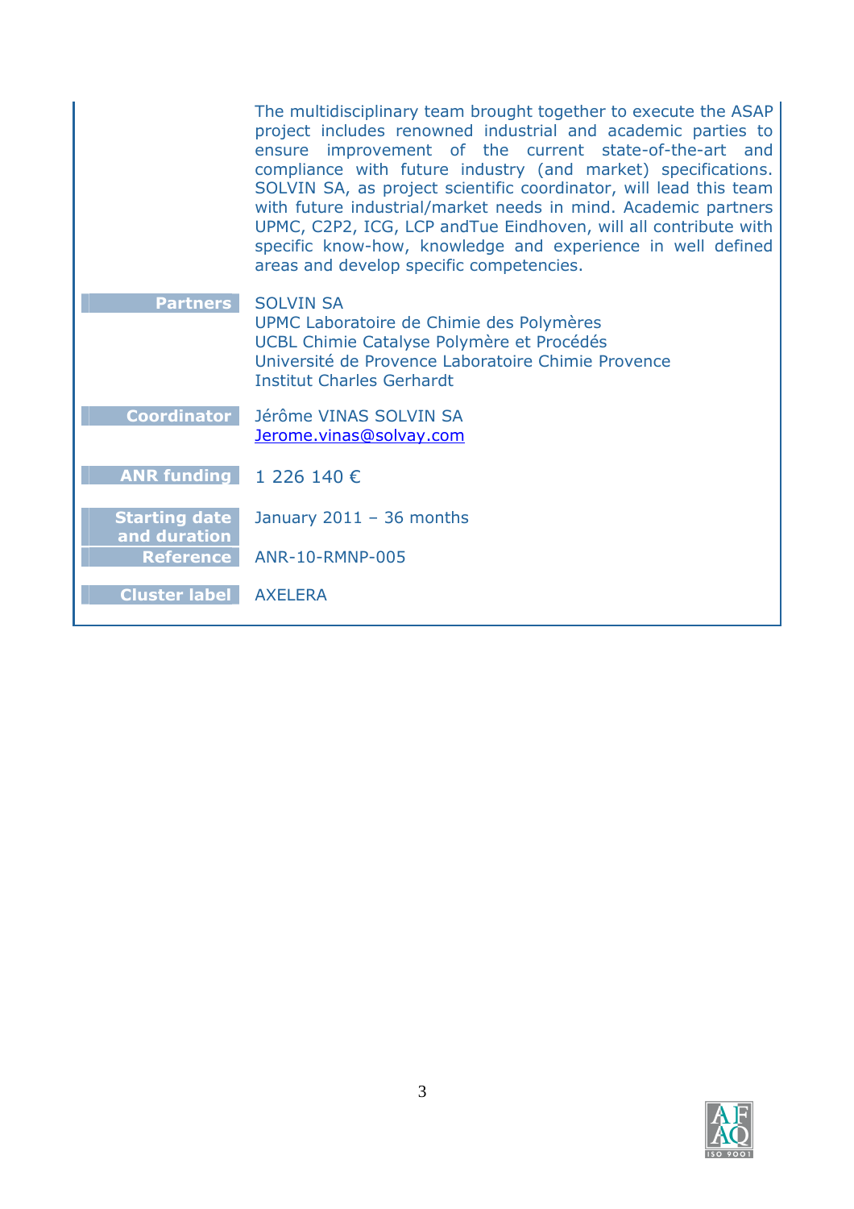The multidisciplinary team brought together to execute the ASAP project includes renowned industrial and academic parties to ensure improvement of the current state-of-the-art and compliance with future industry (and market) specifications. SOLVIN SA, as project scientific coordinator, will lead this team with future industrial/market needs in mind. Academic partners UPMC, C2P2, ICG, LCP andTue Eindhoven, will all contribute with specific know-how, knowledge and experience in well defined areas and develop specific competencies.

| | |
|---|---|
| **Partners** | SOLVIN SA<br>UPMC Laboratoire de Chimie des Polymères<br>UCBL Chimie Catalyse Polymère et Procédés<br>Université de Provence Laboratoire Chimie Provence<br>Institut Charles Gerhardt |
| **Coordinator** | Jérôme VINAS SOLVIN SA<br>Jerome.vinas@solvay.com |
| **ANR funding** | 1 226 140 € |
| **Starting date and duration** | January 2011 – 36 months |
| **Reference** | ANR-10-RMNP-005 |
| **Cluster label** | AXELERA |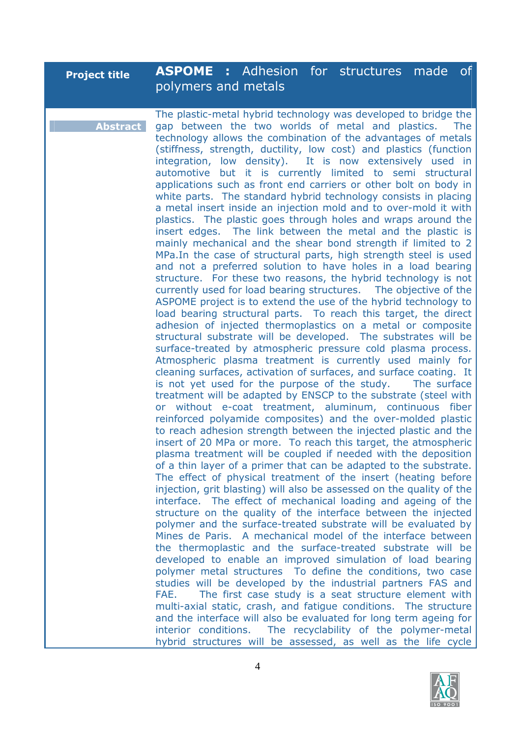| **Project title** | **ASPOME :** Adhesion for structures made of polymers and metals |
|---|---|
| **Abstract** | The plastic-metal hybrid technology was developed to bridge the gap between the two worlds of metal and plastics. The technology allows the combination of the advantages of metals (stiffness, strength, ductility, low cost) and plastics (function integration, low density). It is now extensively used in automotive but it is currently limited to semi structural applications such as front end carriers or other bolt on body in white parts. The standard hybrid technology consists in placing a metal insert inside an injection mold and to over-mold it with plastics. The plastic goes through holes and wraps around the insert edges. The link between the metal and the plastic is mainly mechanical and the shear bond strength if limited to 2 MPa.In the case of structural parts, high strength steel is used and not a preferred solution to have holes in a load bearing structure. For these two reasons, the hybrid technology is not currently used for load bearing structures. The objective of the ASPOME project is to extend the use of the hybrid technology to load bearing structural parts. To reach this target, the direct adhesion of injected thermoplastics on a metal or composite structural substrate will be developed. The substrates will be surface-treated by atmospheric pressure cold plasma process. Atmospheric plasma treatment is currently used mainly for cleaning surfaces, activation of surfaces, and surface coating. It is not yet used for the purpose of the study. The surface treatment will be adapted by ENSCP to the substrate (steel with or without e-coat treatment, aluminum, continuous fiber reinforced polyamide composites) and the over-molded plastic to reach adhesion strength between the injected plastic and the insert of 20 MPa or more. To reach this target, the atmospheric plasma treatment will be coupled if needed with the deposition of a thin layer of a primer that can be adapted to the substrate. The effect of physical treatment of the insert (heating before injection, grit blasting) will also be assessed on the quality of the interface. The effect of mechanical loading and ageing of the structure on the quality of the interface between the injected polymer and the surface-treated substrate will be evaluated by Mines de Paris. A mechanical model of the interface between the thermoplastic and the surface-treated substrate will be developed to enable an improved simulation of load bearing polymer metal structures To define the conditions, two case studies will be developed by the industrial partners FAS and FAE. The first case study is a seat structure element with multi-axial static, crash, and fatigue conditions. The structure and the interface will also be evaluated for long term ageing for interior conditions. The recyclability of the polymer-metal hybrid structures will be assessed, as well as the life cycle |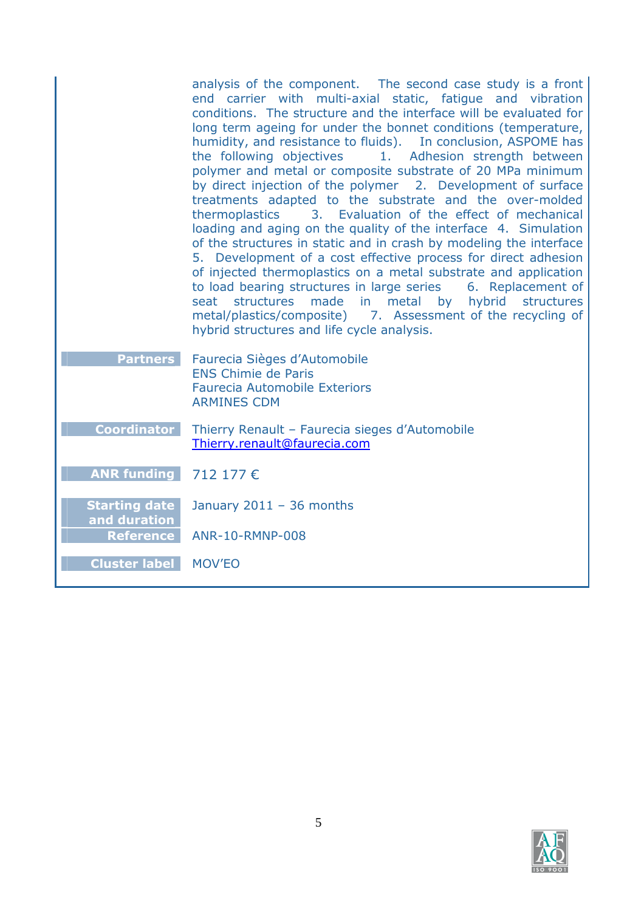analysis of the component. The second case study is a front end carrier with multi-axial static, fatigue and vibration conditions. The structure and the interface will be evaluated for long term ageing for under the bonnet conditions (temperature, humidity, and resistance to fluids). In conclusion, ASPOME has the following objectives 1. Adhesion strength between polymer and metal or composite substrate of 20 MPa minimum by direct injection of the polymer 2. Development of surface treatments adapted to the substrate and the over-molded thermoplastics 3. Evaluation of the effect of mechanical loading and aging on the quality of the interface 4. Simulation of the structures in static and in crash by modeling the interface 5. Development of a cost effective process for direct adhesion of injected thermoplastics on a metal substrate and application to load bearing structures in large series 6. Replacement of seat structures made in metal by hybrid structures metal/plastics/composite) 7. Assessment of the recycling of hybrid structures and life cycle analysis.

| | |
|---|---|
| **Partners** | Faurecia Sièges d'Automobile<br>ENS Chimie de Paris<br>Faurecia Automobile Exteriors<br>ARMINES CDM |
| **Coordinator** | Thierry Renault – Faurecia sieges d'Automobile<br>Thierry.renault@faurecia.com |
| **ANR funding** | 712 177 € |
| **Starting date and duration** | January 2011 – 36 months |
| **Reference** | ANR-10-RMNP-008 |
| **Cluster label** | MOV'EO |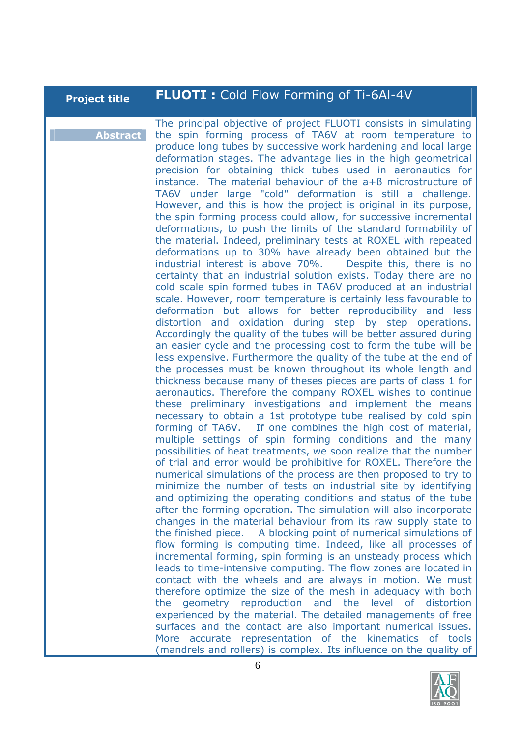| **Project title** | **FLUOTI :** Cold Flow Forming of Ti-6Al-4V |
|---|---|
| **Abstract** | The principal objective of project FLUOTI consists in simulating the spin forming process of TA6V at room temperature to produce long tubes by successive work hardening and local large deformation stages. The advantage lies in the high geometrical precision for obtaining thick tubes used in aeronautics for instance. The material behaviour of the a+ß microstructure of TA6V under large "cold" deformation is still a challenge. However, and this is how the project is original in its purpose, the spin forming process could allow, for successive incremental deformations, to push the limits of the standard formability of the material. Indeed, preliminary tests at ROXEL with repeated deformations up to 30% have already been obtained but the industrial interest is above 70%. Despite this, there is no certainty that an industrial solution exists. Today there are no cold scale spin formed tubes in TA6V produced at an industrial scale. However, room temperature is certainly less favourable to deformation but allows for better reproducibility and less distortion and oxidation during step by step operations. Accordingly the quality of the tubes will be better assured during an easier cycle and the processing cost to form the tube will be less expensive. Furthermore the quality of the tube at the end of the processes must be known throughout its whole length and thickness because many of theses pieces are parts of class 1 for aeronautics. Therefore the company ROXEL wishes to continue these preliminary investigations and implement the means necessary to obtain a 1st prototype tube realised by cold spin forming of TA6V. If one combines the high cost of material, multiple settings of spin forming conditions and the many possibilities of heat treatments, we soon realize that the number of trial and error would be prohibitive for ROXEL. Therefore the numerical simulations of the process are then proposed to try to minimize the number of tests on industrial site by identifying and optimizing the operating conditions and status of the tube after the forming operation. The simulation will also incorporate changes in the material behaviour from its raw supply state to the finished piece. A blocking point of numerical simulations of flow forming is computing time. Indeed, like all processes of incremental forming, spin forming is an unsteady process which leads to time-intensive computing. The flow zones are located in contact with the wheels and are always in motion. We must therefore optimize the size of the mesh in adequacy with both the geometry reproduction and the level of distortion experienced by the material. The detailed managements of free surfaces and the contact are also important numerical issues. More accurate representation of the kinematics of tools (mandrels and rollers) is complex. Its influence on the quality of |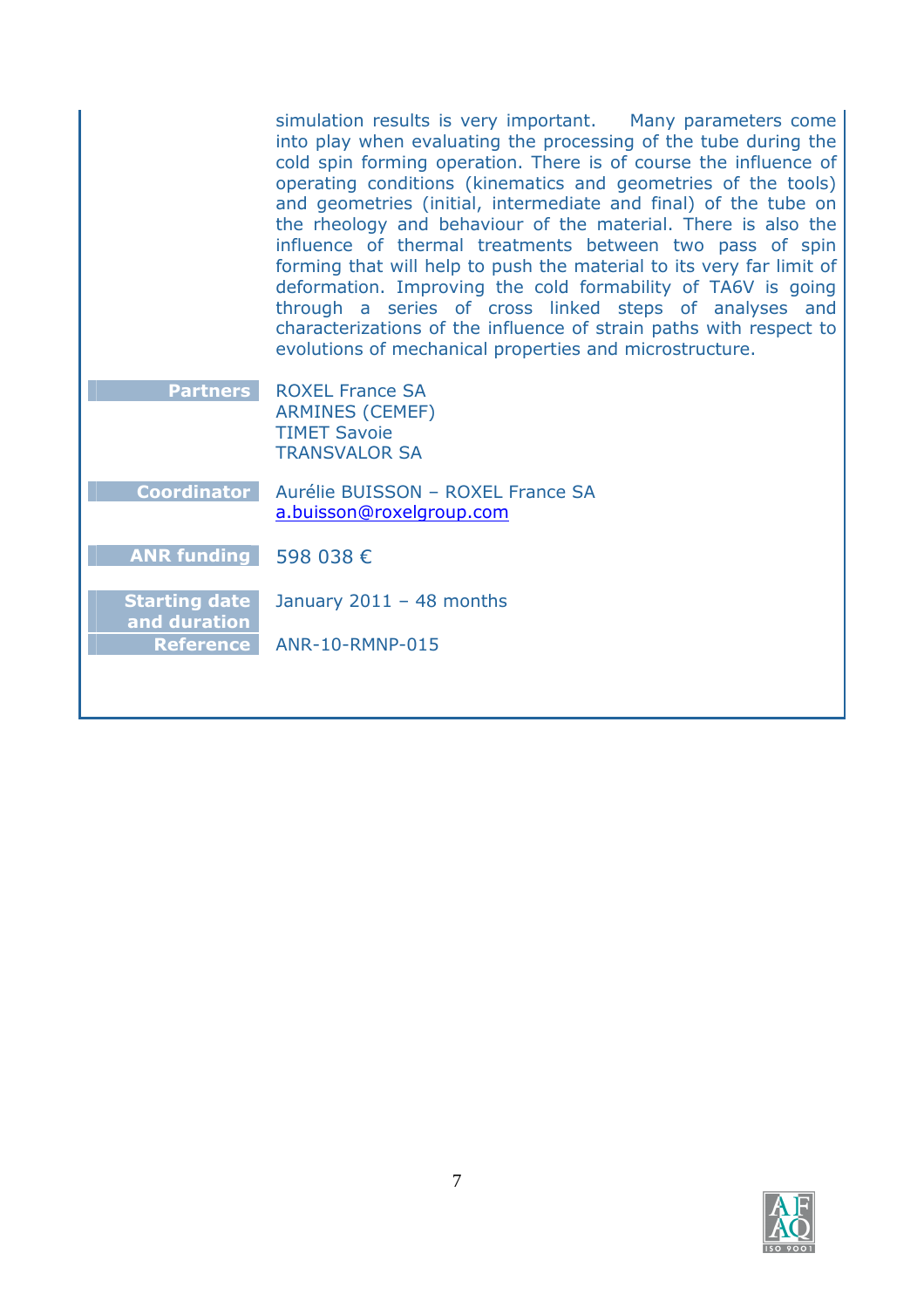simulation results is very important. Many parameters come into play when evaluating the processing of the tube during the cold spin forming operation. There is of course the influence of operating conditions (kinematics and geometries of the tools) and geometries (initial, intermediate and final) of the tube on the rheology and behaviour of the material. There is also the influence of thermal treatments between two pass of spin forming that will help to push the material to its very far limit of deformation. Improving the cold formability of TA6V is going through a series of cross linked steps of analyses and characterizations of the influence of strain paths with respect to evolutions of mechanical properties and microstructure.

**Partners** ROXEL France SA
ARMINES (CEMEF)
TIMET Savoie
TRANSVALOR SA

**Coordinator** Aurélie BUISSON – ROXEL France SA
a.buisson@roxelgroup.com

**ANR funding** 598 038 €

**Starting date and duration** January 2011 – 48 months

**Reference** ANR-10-RMNP-015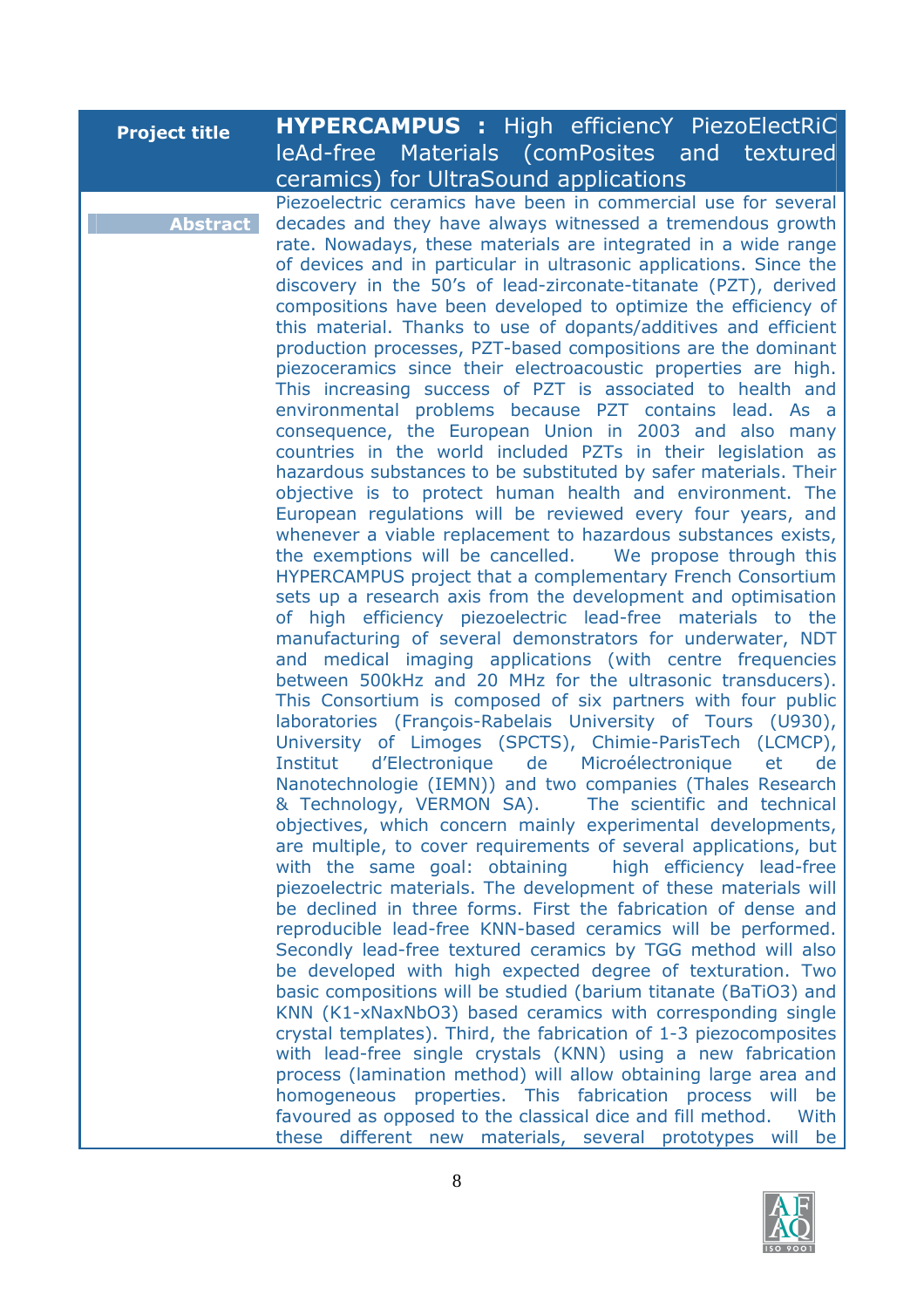| Project title | **HYPERCAMPUS :** High efficiencY PiezoElectRiC leAd-free Materials (comPosites and textured ceramics) for UltraSound applications |
|---|---|
| **Abstract** | Piezoelectric ceramics have been in commercial use for several decades and they have always witnessed a tremendous growth rate. Nowadays, these materials are integrated in a wide range of devices and in particular in ultrasonic applications. Since the discovery in the 50's of lead-zirconate-titanate (PZT), derived compositions have been developed to optimize the efficiency of this material. Thanks to use of dopants/additives and efficient production processes, PZT-based compositions are the dominant piezoceramics since their electroacoustic properties are high. This increasing success of PZT is associated to health and environmental problems because PZT contains lead. As a consequence, the European Union in 2003 and also many countries in the world included PZTs in their legislation as hazardous substances to be substituted by safer materials. Their objective is to protect human health and environment. The European regulations will be reviewed every four years, and whenever a viable replacement to hazardous substances exists, the exemptions will be cancelled. We propose through this HYPERCAMPUS project that a complementary French Consortium sets up a research axis from the development and optimisation of high efficiency piezoelectric lead-free materials to the manufacturing of several demonstrators for underwater, NDT and medical imaging applications (with centre frequencies between 500kHz and 20 MHz for the ultrasonic transducers). This Consortium is composed of six partners with four public laboratories (François-Rabelais University of Tours (U930), University of Limoges (SPCTS), Chimie-ParisTech (LCMCP), Institut d'Electronique de Microélectronique et de Nanotechnologie (IEMN)) and two companies (Thales Research & Technology, VERMON SA). The scientific and technical objectives, which concern mainly experimental developments, are multiple, to cover requirements of several applications, but with the same goal: obtaining high efficiency lead-free piezoelectric materials. The development of these materials will be declined in three forms. First the fabrication of dense and reproducible lead-free KNN-based ceramics will be performed. Secondly lead-free textured ceramics by TGG method will also be developed with high expected degree of texturation. Two basic compositions will be studied (barium titanate ($BaTiO_3$) and KNN ($K_{1-x}Na_xNbO_3$) based ceramics with corresponding single crystal templates). Third, the fabrication of 1-3 piezocomposites with lead-free single crystals (KNN) using a new fabrication process (lamination method) will allow obtaining large area and homogeneous properties. This fabrication process will be favoured as opposed to the classical dice and fill method. With these different new materials, several prototypes will be |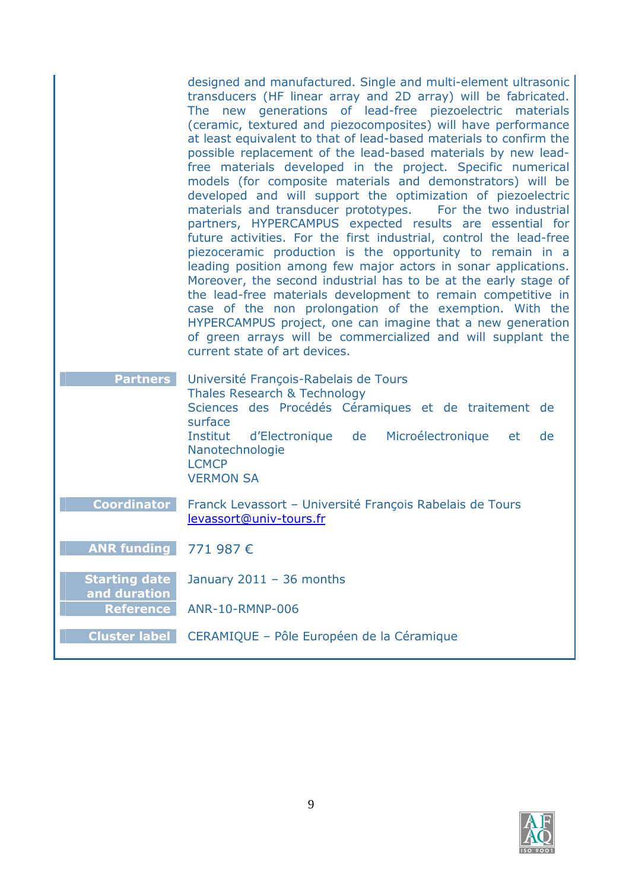designed and manufactured. Single and multi-element ultrasonic transducers (HF linear array and 2D array) will be fabricated. The new generations of lead-free piezoelectric materials (ceramic, textured and piezocomposites) will have performance at least equivalent to that of lead-based materials to confirm the possible replacement of the lead-based materials by new lead-free materials developed in the project. Specific numerical models (for composite materials and demonstrators) will be developed and will support the optimization of piezoelectric materials and transducer prototypes. For the two industrial partners, HYPERCAMPUS expected results are essential for future activities. For the first industrial, control the lead-free piezoceramic production is the opportunity to remain in a leading position among few major actors in sonar applications. Moreover, the second industrial has to be at the early stage of the lead-free materials development to remain competitive in case of the non prolongation of the exemption. With the HYPERCAMPUS project, one can imagine that a new generation of green arrays will be commercialized and will supplant the current state of art devices.

| | |
|---|---|
| **Partners** | Université François-Rabelais de Tours<br>Thales Research & Technology<br>Sciences des Procédés Céramiques et de traitement de surface<br>Institut d'Electronique de Microélectronique et de Nanotechnologie<br>LCMCP<br>VERMON SA |
| **Coordinator** | Franck Levassort – Université François Rabelais de Tours<br>levassort@univ-tours.fr |
| **ANR funding** | 771 987 € |
| **Starting date and duration** | January 2011 – 36 months |
| **Reference** | ANR-10-RMNP-006 |
| **Cluster label** | CERAMIQUE – Pôle Européen de la Céramique |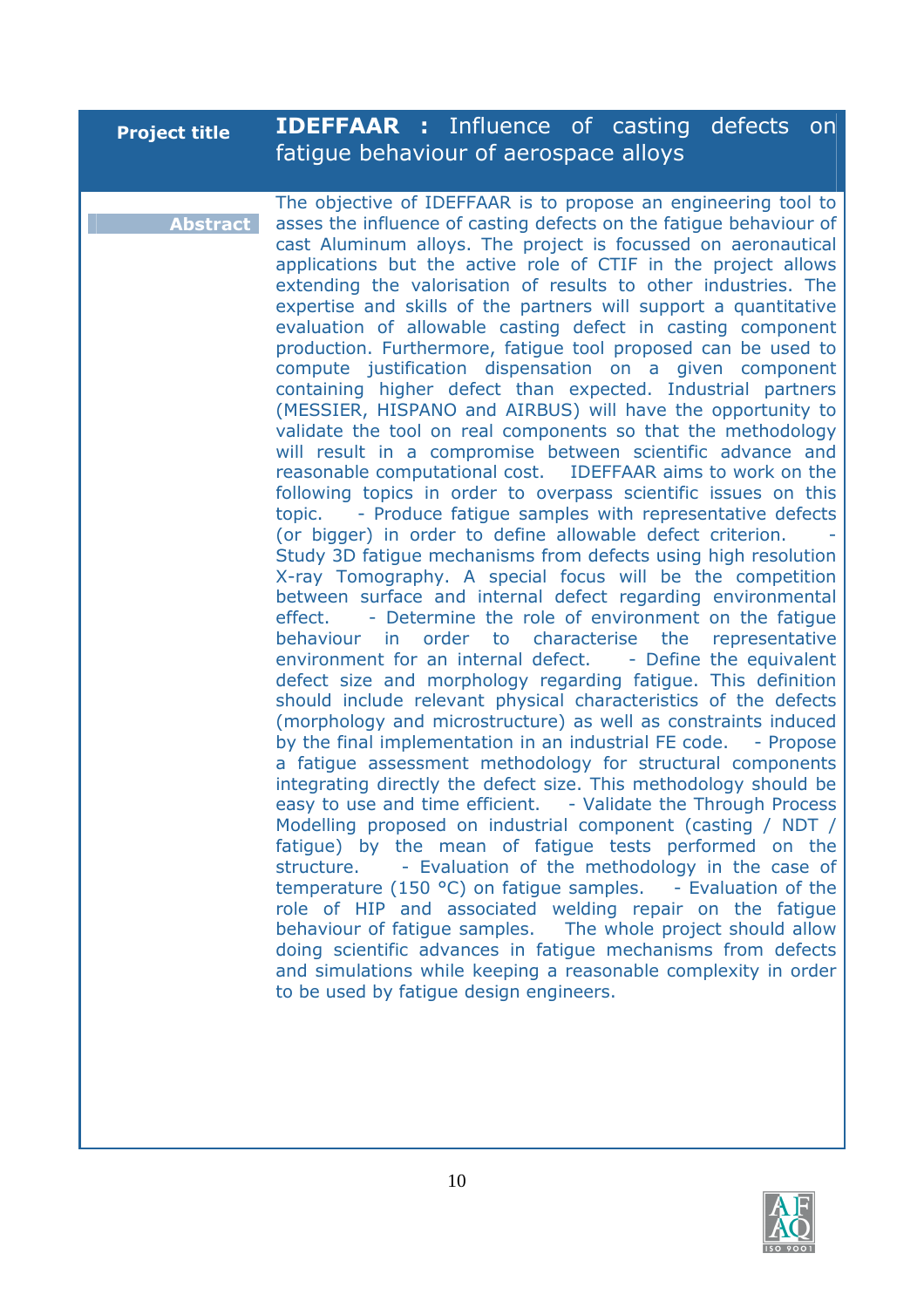| Project title | **IDEFFAAR :** Influence of casting defects on fatigue behaviour of aerospace alloys |
|---|---|
| **Abstract** | The objective of IDEFFAAR is to propose an engineering tool to asses the influence of casting defects on the fatigue behaviour of cast Aluminum alloys. The project is focussed on aeronautical applications but the active role of CTIF in the project allows extending the valorisation of results to other industries. The expertise and skills of the partners will support a quantitative evaluation of allowable casting defect in casting component production. Furthermore, fatigue tool proposed can be used to compute justification dispensation on a given component containing higher defect than expected. Industrial partners (MESSIER, HISPANO and AIRBUS) will have the opportunity to validate the tool on real components so that the methodology will result in a compromise between scientific advance and reasonable computational cost. IDEFFAAR aims to work on the following topics in order to overpass scientific issues on this topic. - Produce fatigue samples with representative defects (or bigger) in order to define allowable defect criterion. - Study 3D fatigue mechanisms from defects using high resolution X-ray Tomography. A special focus will be the competition between surface and internal defect regarding environmental effect. - Determine the role of environment on the fatigue behaviour in order to characterise the representative environment for an internal defect. - Define the equivalent defect size and morphology regarding fatigue. This definition should include relevant physical characteristics of the defects (morphology and microstructure) as well as constraints induced by the final implementation in an industrial FE code. - Propose a fatigue assessment methodology for structural components integrating directly the defect size. This methodology should be easy to use and time efficient. - Validate the Through Process Modelling proposed on industrial component (casting / NDT / fatigue) by the mean of fatigue tests performed on the structure. - Evaluation of the methodology in the case of temperature (150 °C) on fatigue samples. - Evaluation of the role of HIP and associated welding repair on the fatigue behaviour of fatigue samples. The whole project should allow doing scientific advances in fatigue mechanisms from defects and simulations while keeping a reasonable complexity in order to be used by fatigue design engineers. |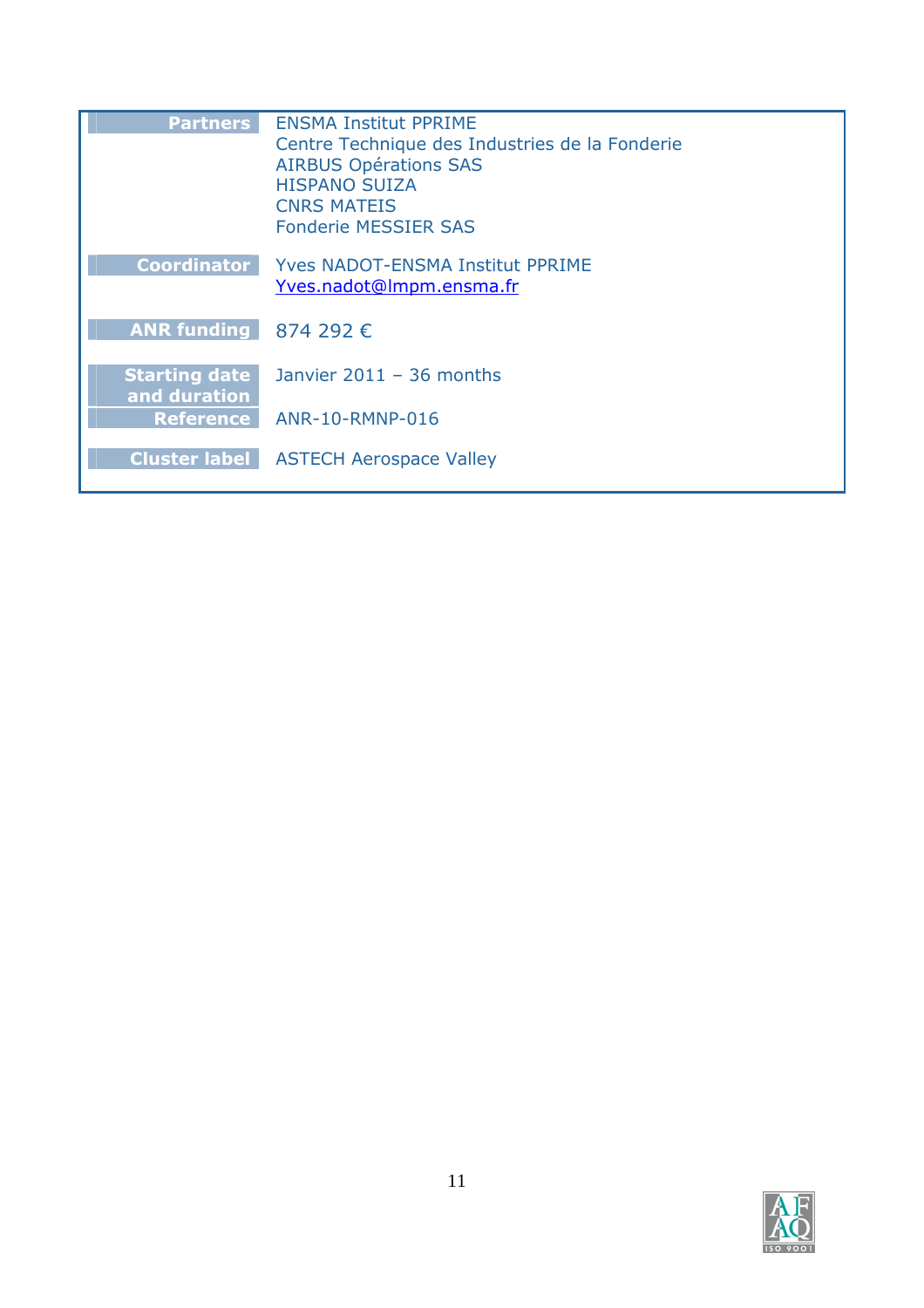| | |
|---|---|
| **Partners** | ENSMA Institut PPRIME<br>Centre Technique des Industries de la Fonderie<br>AIRBUS Opérations SAS<br>HISPANO SUIZA<br>CNRS MATEIS<br>Fonderie MESSIER SAS |
| **Coordinator** | Yves NADOT-ENSMA Institut PPRIME<br>Yves.nadot@lmpm.ensma.fr |
| **ANR funding** | 874 292 € |
| **Starting date and duration** | Janvier 2011 – 36 months |
| **Reference** | ANR-10-RMNP-016 |
| **Cluster label** | ASTECH Aerospace Valley |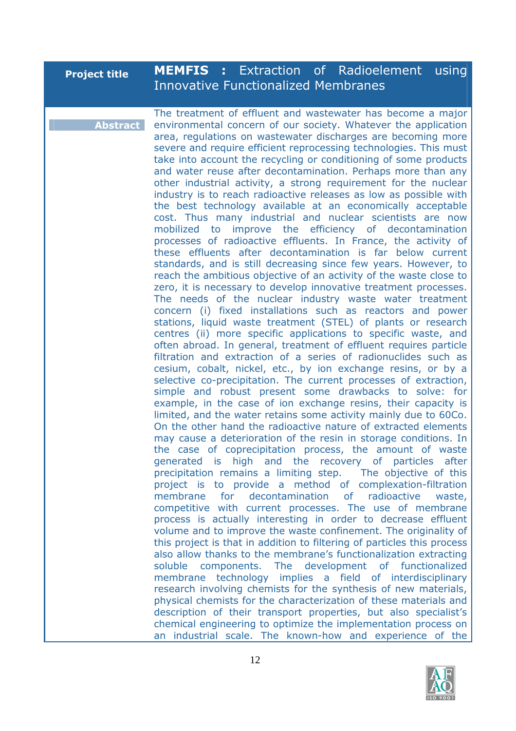| Project title | **MEMFIS :** Extraction of Radioelement using Innovative Functionalized Membranes |
|---|---|
| **Abstract** | The treatment of effluent and wastewater has become a major environmental concern of our society. Whatever the application area, regulations on wastewater discharges are becoming more severe and require efficient reprocessing technologies. This must take into account the recycling or conditioning of some products and water reuse after decontamination. Perhaps more than any other industrial activity, a strong requirement for the nuclear industry is to reach radioactive releases as low as possible with the best technology available at an economically acceptable cost. Thus many industrial and nuclear scientists are now mobilized to improve the efficiency of decontamination processes of radioactive effluents. In France, the activity of these effluents after decontamination is far below current standards, and is still decreasing since few years. However, to reach the ambitious objective of an activity of the waste close to zero, it is necessary to develop innovative treatment processes. The needs of the nuclear industry waste water treatment concern (i) fixed installations such as reactors and power stations, liquid waste treatment (STEL) of plants or research centres (ii) more specific applications to specific waste, and often abroad. In general, treatment of effluent requires particle filtration and extraction of a series of radionuclides such as cesium, cobalt, nickel, etc., by ion exchange resins, or by a selective co-precipitation. The current processes of extraction, simple and robust present some drawbacks to solve: for example, in the case of ion exchange resins, their capacity is limited, and the water retains some activity mainly due to 60Co. On the other hand the radioactive nature of extracted elements may cause a deterioration of the resin in storage conditions. In the case of coprecipitation process, the amount of waste generated is high and the recovery of particles after precipitation remains a limiting step. The objective of this project is to provide a method of complexation-filtration membrane for decontamination of radioactive waste, competitive with current processes. The use of membrane process is actually interesting in order to decrease effluent volume and to improve the waste confinement. The originality of this project is that in addition to filtering of particles this process also allow thanks to the membrane's functionalization extracting soluble components. The development of functionalized membrane technology implies a field of interdisciplinary research involving chemists for the synthesis of new materials, physical chemists for the characterization of these materials and description of their transport properties, but also specialist's chemical engineering to optimize the implementation process on an industrial scale. The known-how and experience of the |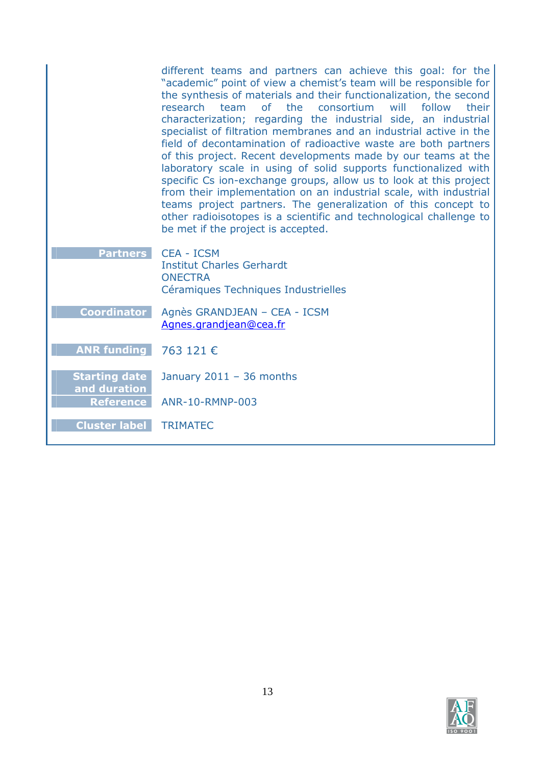different teams and partners can achieve this goal: for the "academic" point of view a chemist's team will be responsible for the synthesis of materials and their functionalization, the second research team of the consortium will follow their characterization; regarding the industrial side, an industrial specialist of filtration membranes and an industrial active in the field of decontamination of radioactive waste are both partners of this project. Recent developments made by our teams at the laboratory scale in using of solid supports functionalized with specific Cs ion-exchange groups, allow us to look at this project from their implementation on an industrial scale, with industrial teams project partners. The generalization of this concept to other radioisotopes is a scientific and technological challenge to be met if the project is accepted.

| | |
|---|---|
| **Partners** | CEA - ICSM<br>Institut Charles Gerhardt<br>ONECTRA<br>Céramiques Techniques Industrielles |
| **Coordinator** | Agnès GRANDJEAN – CEA - ICSM<br>Agnes.grandjean@cea.fr |
| **ANR funding** | 763 121 € |
| **Starting date and duration** | January 2011 – 36 months |
| **Reference** | ANR-10-RMNP-003 |
| **Cluster label** | TRIMATEC |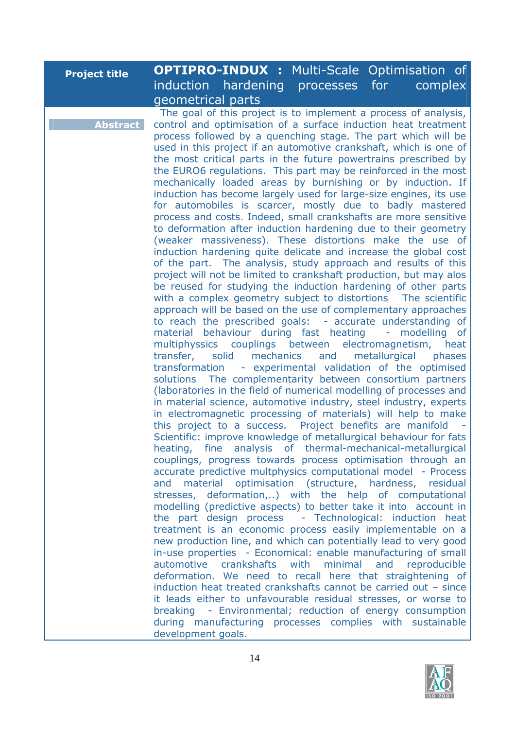| Project title | **OPTIPRO-INDUX :** Multi-Scale Optimisation of induction hardening processes for complex geometrical parts |
|---|---|
| **Abstract** | The goal of this project is to implement a process of analysis, control and optimisation of a surface induction heat treatment process followed by a quenching stage. The part which will be used in this project if an automotive crankshaft, which is one of the most critical parts in the future powertrains prescribed by the EURO6 regulations. This part may be reinforced in the most mechanically loaded areas by burnishing or by induction. If induction has become largely used for large-size engines, its use for automobiles is scarcer, mostly due to badly mastered process and costs. Indeed, small crankshafts are more sensitive to deformation after induction hardening due to their geometry (weaker massiveness). These distortions make the use of induction hardening quite delicate and increase the global cost of the part. The analysis, study approach and results of this project will not be limited to crankshaft production, but may alos be reused for studying the induction hardening of other parts with a complex geometry subject to distortions The scientific approach will be based on the use of complementary approaches to reach the prescribed goals: - accurate understanding of material behaviour during fast heating - modelling of multiphyssics couplings between electromagnetism, heat transfer, solid mechanics and metallurgical phases transformation - experimental validation of the optimised solutions The complementarity between consortium partners (laboratories in the field of numerical modelling of processes and in material science, automotive industry, steel industry, experts in electromagnetic processing of materials) will help to make this project to a success. Project benefits are manifold - Scientific: improve knowledge of metallurgical behaviour for fats heating, fine analysis of thermal-mechanical-metallurgical couplings, progress towards process optimisation through an accurate predictive multphysics computational model - Process and material optimisation (structure, hardness, residual stresses, deformation,..) with the help of computational modelling (predictive aspects) to better take it into account in the part design process - Technological: induction heat treatment is an economic process easily implementable on a new production line, and which can potentially lead to very good in-use properties - Economical: enable manufacturing of small automotive crankshafts with minimal and reproducible deformation. We need to recall here that straightening of induction heat treated crankshafts cannot be carried out – since it leads either to unfavourable residual stresses, or worse to breaking - Environmental; reduction of energy consumption during manufacturing processes complies with sustainable development goals. |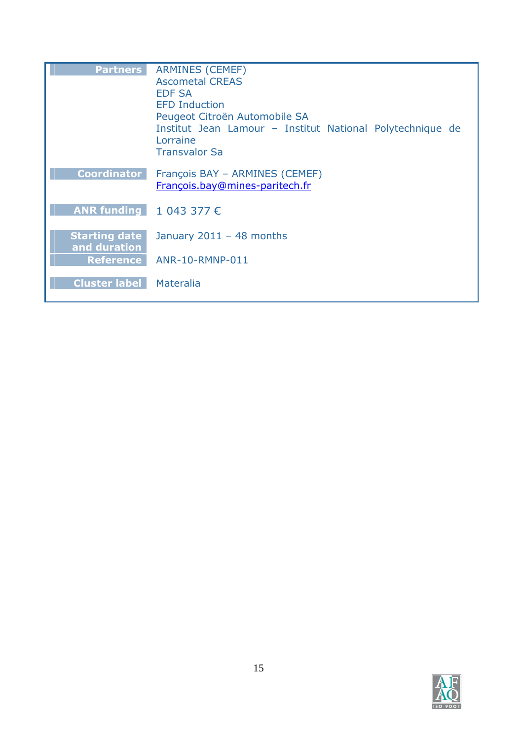| | |
|---|---|
| **Partners** | ARMINES (CEMEF)<br>Ascometal CREAS<br>EDF SA<br>EFD Induction<br>Peugeot Citroën Automobile SA<br>Institut Jean Lamour – Institut National Polytechnique de Lorraine<br>Transvalor Sa |
| **Coordinator** | François BAY – ARMINES (CEMEF)<br>François.bay@mines-paritech.fr |
| **ANR funding** | 1 043 377 € |
| **Starting date and duration** | January 2011 – 48 months |
| **Reference** | ANR-10-RMNP-011 |
| **Cluster label** | Materalia |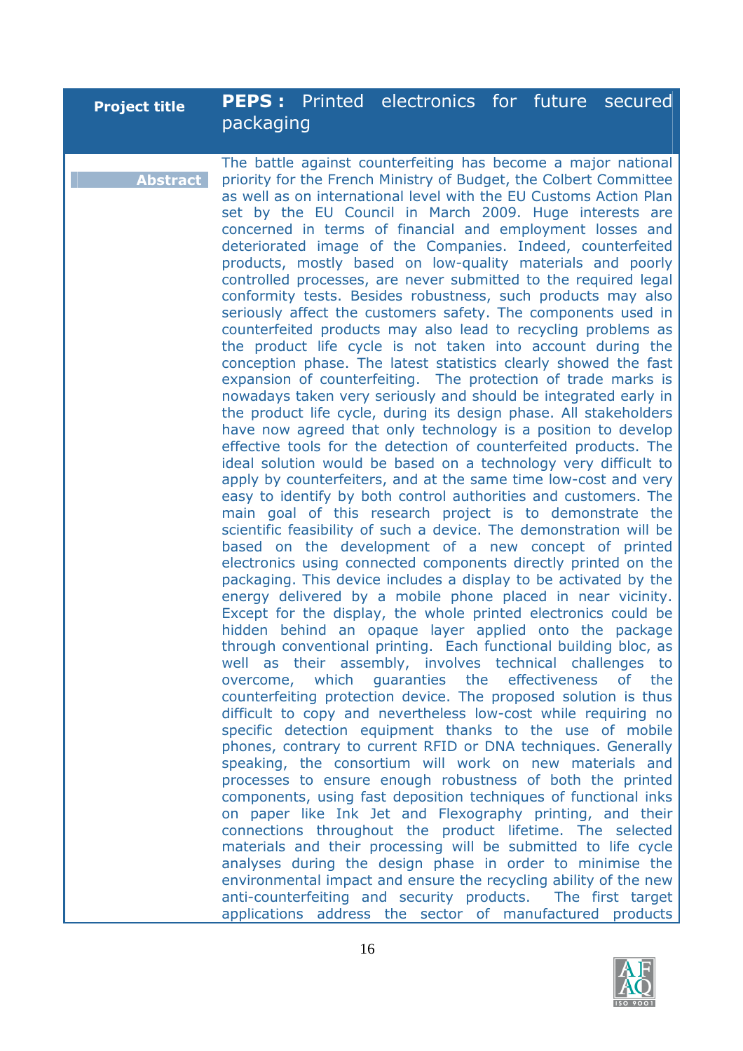| Project title | **PEPS :** Printed electronics for future secured packaging |
| --- | --- |
| **Abstract** | The battle against counterfeiting has become a major national priority for the French Ministry of Budget, the Colbert Committee as well as on international level with the EU Customs Action Plan set by the EU Council in March 2009. Huge interests are concerned in terms of financial and employment losses and deteriorated image of the Companies. Indeed, counterfeited products, mostly based on low-quality materials and poorly controlled processes, are never submitted to the required legal conformity tests. Besides robustness, such products may also seriously affect the customers safety. The components used in counterfeited products may also lead to recycling problems as the product life cycle is not taken into account during the conception phase. The latest statistics clearly showed the fast expansion of counterfeiting. The protection of trade marks is nowadays taken very seriously and should be integrated early in the product life cycle, during its design phase. All stakeholders have now agreed that only technology is a position to develop effective tools for the detection of counterfeited products. The ideal solution would be based on a technology very difficult to apply by counterfeiters, and at the same time low-cost and very easy to identify by both control authorities and customers. The main goal of this research project is to demonstrate the scientific feasibility of such a device. The demonstration will be based on the development of a new concept of printed electronics using connected components directly printed on the packaging. This device includes a display to be activated by the energy delivered by a mobile phone placed in near vicinity. Except for the display, the whole printed electronics could be hidden behind an opaque layer applied onto the package through conventional printing. Each functional building bloc, as well as their assembly, involves technical challenges to overcome, which guaranties the effectiveness of the counterfeiting protection device. The proposed solution is thus difficult to copy and nevertheless low-cost while requiring no specific detection equipment thanks to the use of mobile phones, contrary to current RFID or DNA techniques. Generally speaking, the consortium will work on new materials and processes to ensure enough robustness of both the printed components, using fast deposition techniques of functional inks on paper like Ink Jet and Flexography printing, and their connections throughout the product lifetime. The selected materials and their processing will be submitted to life cycle analyses during the design phase in order to minimise the environmental impact and ensure the recycling ability of the new anti-counterfeiting and security products. The first target applications address the sector of manufactured products |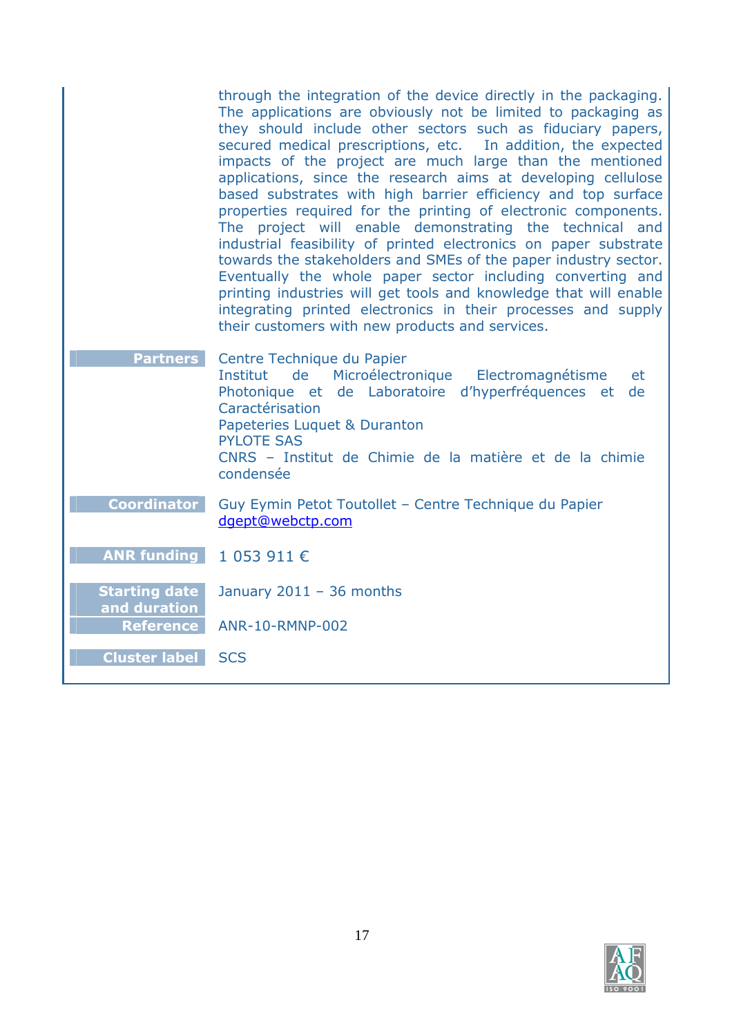through the integration of the device directly in the packaging. The applications are obviously not be limited to packaging as they should include other sectors such as fiduciary papers, secured medical prescriptions, etc. In addition, the expected impacts of the project are much large than the mentioned applications, since the research aims at developing cellulose based substrates with high barrier efficiency and top surface properties required for the printing of electronic components. The project will enable demonstrating the technical and industrial feasibility of printed electronics on paper substrate towards the stakeholders and SMEs of the paper industry sector. Eventually the whole paper sector including converting and printing industries will get tools and knowledge that will enable integrating printed electronics in their processes and supply their customers with new products and services.

| | |
|---|---|
| **Partners** | Centre Technique du Papier<br>Institut de Microélectronique Electromagnétisme et Photonique et de Laboratoire d'hyperfréquences et de Caractérisation<br>Papeteries Luquet & Duranton<br>PYLOTE SAS<br>CNRS – Institut de Chimie de la matière et de la chimie condensée |
| **Coordinator** | Guy Eymin Petot Toutollet – Centre Technique du Papier<br>dgept@webctp.com |
| **ANR funding** | 1 053 911 € |
| **Starting date and duration** | January 2011 – 36 months |
| **Reference** | ANR-10-RMNP-002 |
| **Cluster label** | SCS |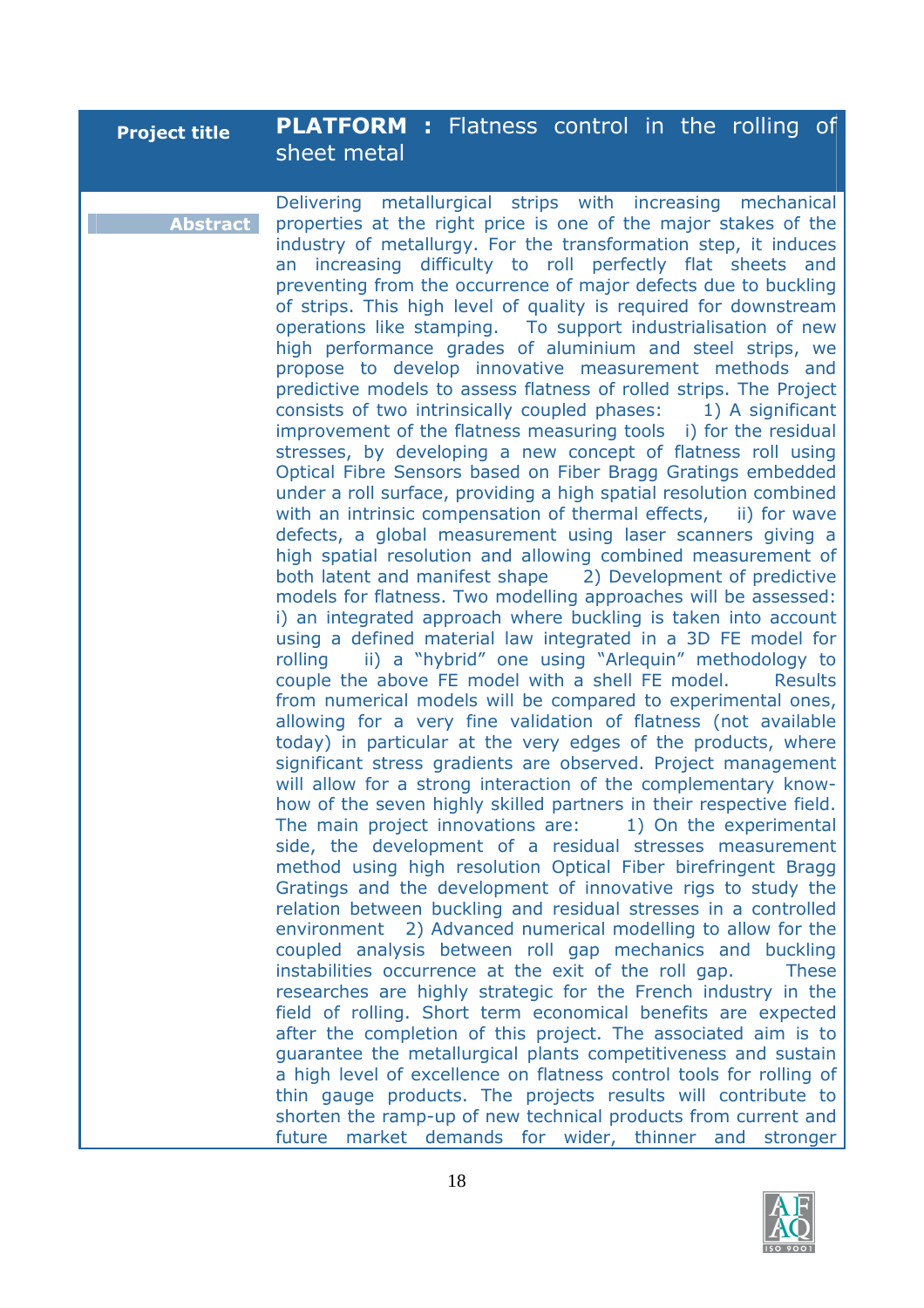| Project title | **PLATFORM :** Flatness control in the rolling of sheet metal |
|---|---|
| **Abstract** | Delivering metallurgical strips with increasing mechanical properties at the right price is one of the major stakes of the industry of metallurgy. For the transformation step, it induces an increasing difficulty to roll perfectly flat sheets and preventing from the occurrence of major defects due to buckling of strips. This high level of quality is required for downstream operations like stamping. To support industrialisation of new high performance grades of aluminium and steel strips, we propose to develop innovative measurement methods and predictive models to assess flatness of rolled strips. The Project consists of two intrinsically coupled phases: 1) A significant improvement of the flatness measuring tools i) for the residual stresses, by developing a new concept of flatness roll using Optical Fibre Sensors based on Fiber Bragg Gratings embedded under a roll surface, providing a high spatial resolution combined with an intrinsic compensation of thermal effects, ii) for wave defects, a global measurement using laser scanners giving a high spatial resolution and allowing combined measurement of both latent and manifest shape 2) Development of predictive models for flatness. Two modelling approaches will be assessed: i) an integrated approach where buckling is taken into account using a defined material law integrated in a 3D FE model for rolling ii) a "hybrid" one using "Arlequin" methodology to couple the above FE model with a shell FE model. Results from numerical models will be compared to experimental ones, allowing for a very fine validation of flatness (not available today) in particular at the very edges of the products, where significant stress gradients are observed. Project management will allow for a strong interaction of the complementary know-how of the seven highly skilled partners in their respective field. The main project innovations are: 1) On the experimental side, the development of a residual stresses measurement method using high resolution Optical Fiber birefringent Bragg Gratings and the development of innovative rigs to study the relation between buckling and residual stresses in a controlled environment 2) Advanced numerical modelling to allow for the coupled analysis between roll gap mechanics and buckling instabilities occurrence at the exit of the roll gap. These researches are highly strategic for the French industry in the field of rolling. Short term economical benefits are expected after the completion of this project. The associated aim is to guarantee the metallurgical plants competitiveness and sustain a high level of excellence on flatness control tools for rolling of thin gauge products. The projects results will contribute to shorten the ramp-up of new technical products from current and future market demands for wider, thinner and stronger |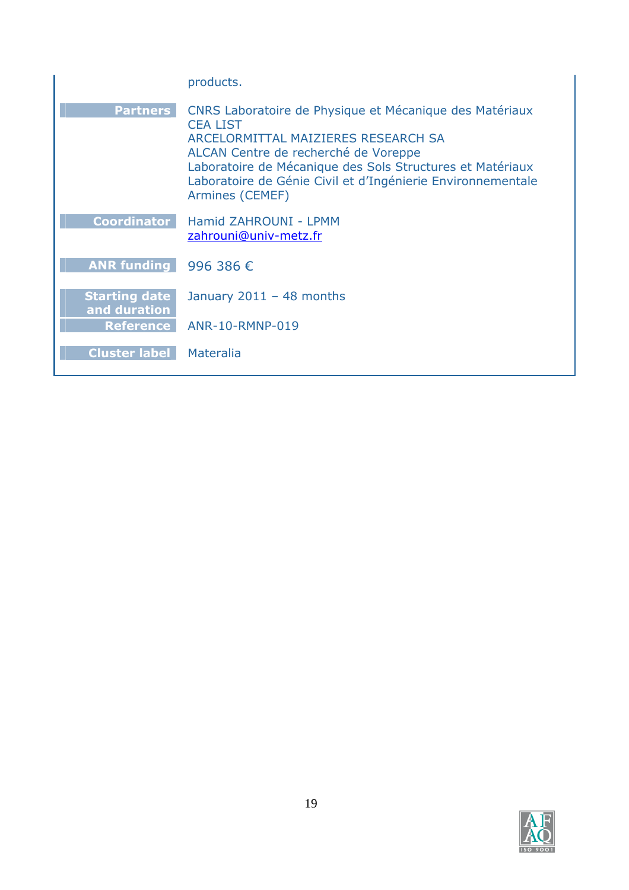products.

| | |
|---|---|
| **Partners** | CNRS Laboratoire de Physique et Mécanique des Matériaux<br>CEA LIST<br>ARCELORMITTAL MAIZIERES RESEARCH SA<br>ALCAN Centre de recherché de Voreppe<br>Laboratoire de Mécanique des Sols Structures et Matériaux<br>Laboratoire de Génie Civil et d'Ingénierie Environnementale<br>Armines (CEMEF) |
| **Coordinator** | Hamid ZAHROUNI - LPMM<br>zahrouni@univ-metz.fr |
| **ANR funding** | 996 386 € |
| **Starting date and duration** | January 2011 – 48 months |
| **Reference** | ANR-10-RMNP-019 |
| **Cluster label** | Materalia |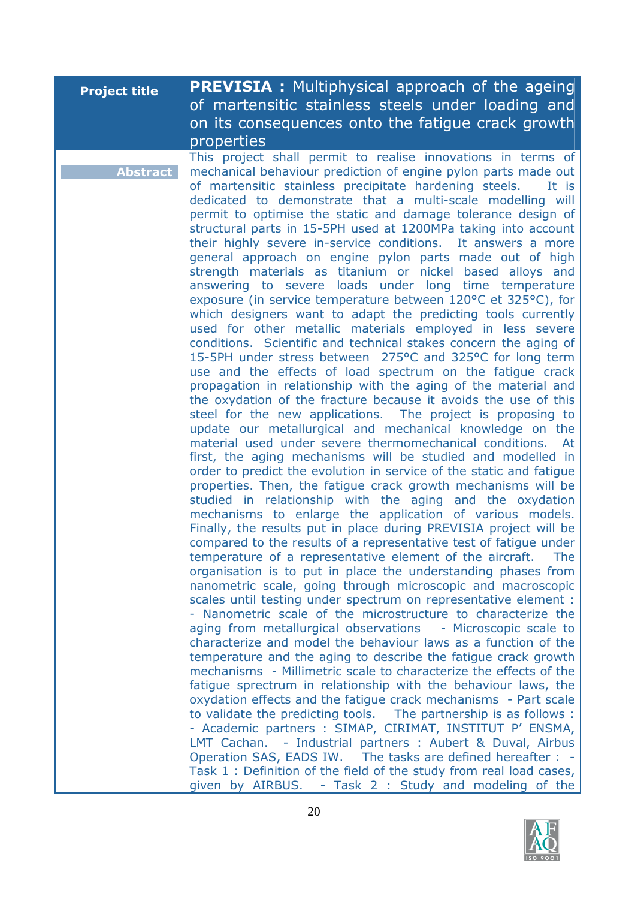| Project title | **PREVISIA :** Multiphysical approach of the ageing of martensitic stainless steels under loading and on its consequences onto the fatigue crack growth properties |
|---|---|
| **Abstract** | This project shall permit to realise innovations in terms of mechanical behaviour prediction of engine pylon parts made out of martensitic stainless precipitate hardening steels. It is dedicated to demonstrate that a multi-scale modelling will permit to optimise the static and damage tolerance design of structural parts in 15-5PH used at 1200MPa taking into account their highly severe in-service conditions. It answers a more general approach on engine pylon parts made out of high strength materials as titanium or nickel based alloys and answering to severe loads under long time temperature exposure (in service temperature between 120°C et 325°C), for which designers want to adapt the predicting tools currently used for other metallic materials employed in less severe conditions. Scientific and technical stakes concern the aging of 15-5PH under stress between 275°C and 325°C for long term use and the effects of load spectrum on the fatigue crack propagation in relationship with the aging of the material and the oxydation of the fracture because it avoids the use of this steel for the new applications. The project is proposing to update our metallurgical and mechanical knowledge on the material used under severe thermomechanical conditions. At first, the aging mechanisms will be studied and modelled in order to predict the evolution in service of the static and fatigue properties. Then, the fatigue crack growth mechanisms will be studied in relationship with the aging and the oxydation mechanisms to enlarge the application of various models. Finally, the results put in place during PREVISIA project will be compared to the results of a representative test of fatigue under temperature of a representative element of the aircraft. The organisation is to put in place the understanding phases from nanometric scale, going through microscopic and macroscopic scales until testing under spectrum on representative element : - Nanometric scale of the microstructure to characterize the aging from metallurgical observations - Microscopic scale to characterize and model the behaviour laws as a function of the temperature and the aging to describe the fatigue crack growth mechanisms - Millimetric scale to characterize the effects of the fatigue spectrum in relationship with the behaviour laws, the oxydation effects and the fatigue crack mechanisms - Part scale to validate the predicting tools. The partnership is as follows : - Academic partners : SIMAP, CIRIMAT, INSTITUT P' ENSMA, LMT Cachan. - Industrial partners : Aubert & Duval, Airbus Operation SAS, EADS IW. The tasks are defined hereafter : - Task 1 : Definition of the field of the study from real load cases, given by AIRBUS. - Task 2 : Study and modeling of the |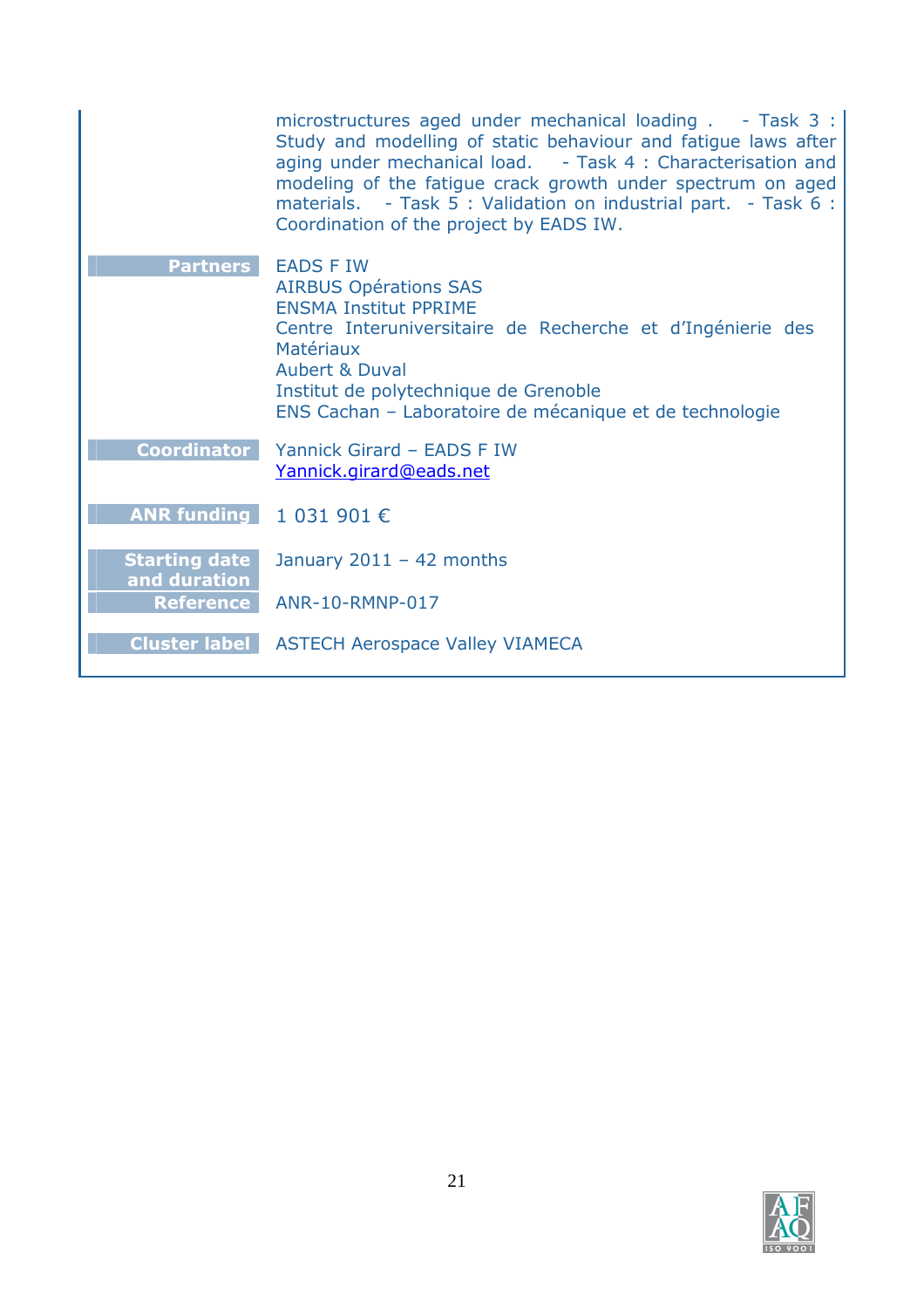| | |
|---|---|
| | microstructures aged under mechanical loading . - Task 3 : Study and modelling of static behaviour and fatigue laws after aging under mechanical load. - Task 4 : Characterisation and modeling of the fatigue crack growth under spectrum on aged materials. - Task 5 : Validation on industrial part. - Task 6 : Coordination of the project by EADS IW. |
| **Partners** | EADS F IW<br>AIRBUS Opérations SAS<br>ENSMA Institut PPRIME<br>Centre Interuniversitaire de Recherche et d'Ingénierie des Matériaux<br>Aubert & Duval<br>Institut de polytechnique de Grenoble<br>ENS Cachan – Laboratoire de mécanique et de technologie |
| **Coordinator** | Yannick Girard – EADS F IW<br>Yannick.girard@eads.net |
| **ANR funding** | 1 031 901 € |
| **Starting date and duration** | January 2011 – 42 months |
| **Reference** | ANR-10-RMNP-017 |
| **Cluster label** | ASTECH Aerospace Valley VIAMECA |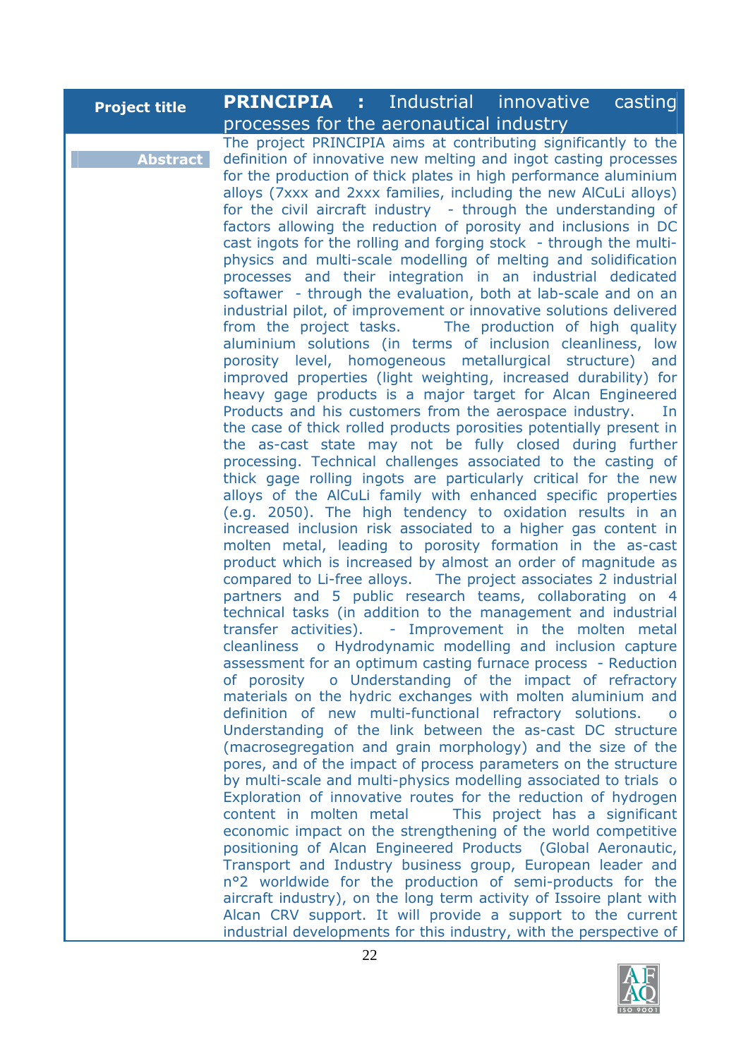| Project title | **PRINCIPIA :** Industrial innovative casting processes for the aeronautical industry |
|---|---|
| **Abstract** | The project PRINCIPIA aims at contributing significantly to the definition of innovative new melting and ingot casting processes for the production of thick plates in high performance aluminium alloys (7xxx and 2xxx families, including the new AlCuLi alloys) for the civil aircraft industry - through the understanding of factors allowing the reduction of porosity and inclusions in DC cast ingots for the rolling and forging stock - through the multi-physics and multi-scale modelling of melting and solidification processes and their integration in an industrial dedicated softawer - through the evaluation, both at lab-scale and on an industrial pilot, of improvement or innovative solutions delivered from the project tasks. The production of high quality aluminium solutions (in terms of inclusion cleanliness, low porosity level, homogeneous metallurgical structure) and improved properties (light weighting, increased durability) for heavy gage products is a major target for Alcan Engineered Products and his customers from the aerospace industry. In the case of thick rolled products porosities potentially present in the as-cast state may not be fully closed during further processing. Technical challenges associated to the casting of thick gage rolling ingots are particularly critical for the new alloys of the AlCuLi family with enhanced specific properties (e.g. 2050). The high tendency to oxidation results in an increased inclusion risk associated to a higher gas content in molten metal, leading to porosity formation in the as-cast product which is increased by almost an order of magnitude as compared to Li-free alloys. The project associates 2 industrial partners and 5 public research teams, collaborating on 4 technical tasks (in addition to the management and industrial transfer activities). - Improvement in the molten metal cleanliness o Hydrodynamic modelling and inclusion capture assessment for an optimum casting furnace process - Reduction of porosity o Understanding of the impact of refractory materials on the hydric exchanges with molten aluminium and definition of new multi-functional refractory solutions. o Understanding of the link between the as-cast DC structure (macrosegregation and grain morphology) and the size of the pores, and of the impact of process parameters on the structure by multi-scale and multi-physics modelling associated to trials o Exploration of innovative routes for the reduction of hydrogen content in molten metal This project has a significant economic impact on the strengthening of the world competitive positioning of Alcan Engineered Products (Global Aeronautic, Transport and Industry business group, European leader and n°2 worldwide for the production of semi-products for the aircraft industry), on the long term activity of Issoire plant with Alcan CRV support. It will provide a support to the current industrial developments for this industry, with the perspective of |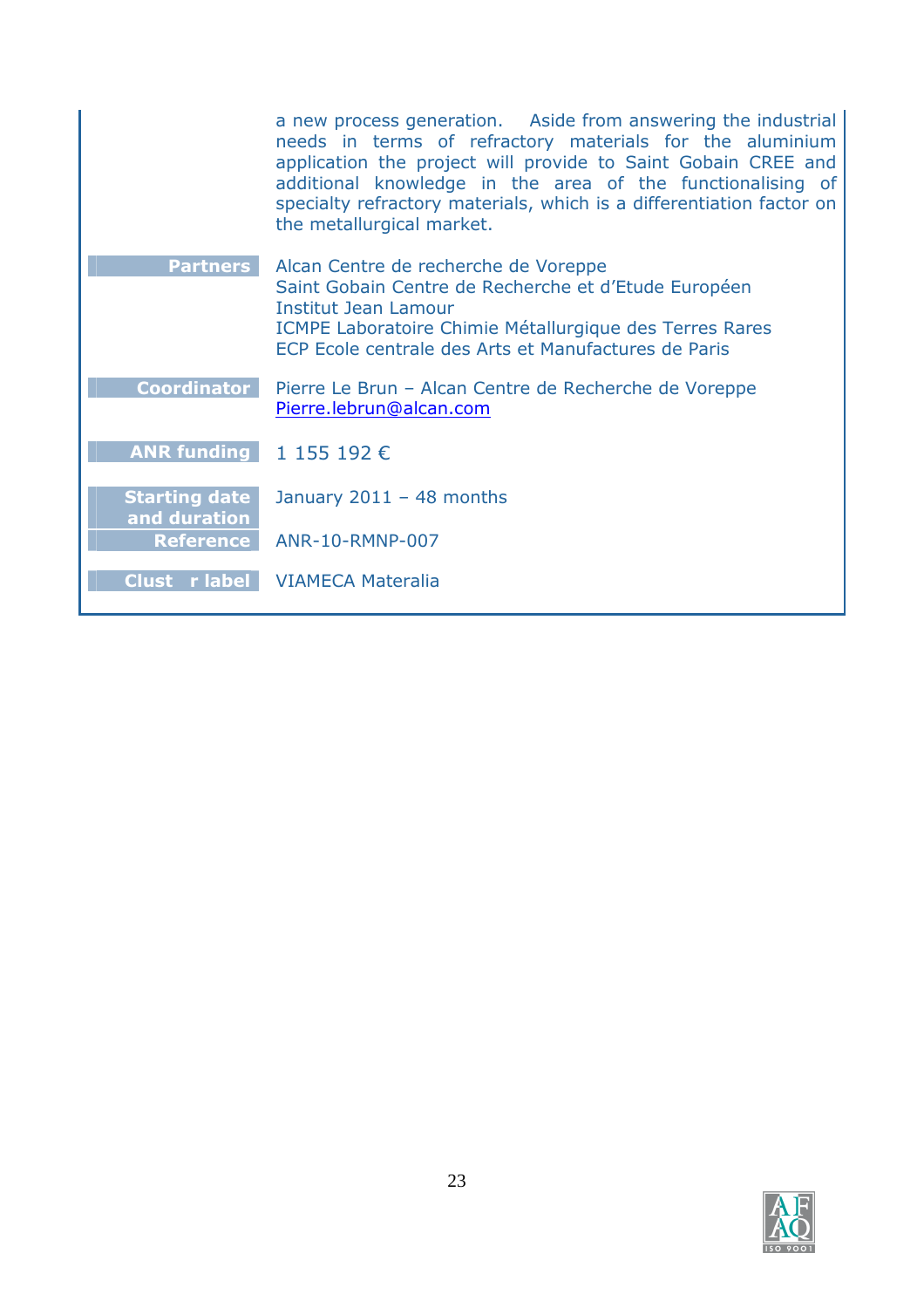a new process generation. Aside from answering the industrial needs in terms of refractory materials for the aluminium application the project will provide to Saint Gobain CREE and additional knowledge in the area of the functionalising of specialty refractory materials, which is a differentiation factor on the metallurgical market.

| | |
|---|---|
| **Partners** | Alcan Centre de recherche de Voreppe<br>Saint Gobain Centre de Recherche et d'Etude Européen<br>Institut Jean Lamour<br>ICMPE Laboratoire Chimie Métallurgique des Terres Rares<br>ECP Ecole centrale des Arts et Manufactures de Paris |
| **Coordinator** | Pierre Le Brun – Alcan Centre de Recherche de Voreppe<br>Pierre.lebrun@alcan.com |
| **ANR funding** | 1 155 192 € |
| **Starting date and duration** | January 2011 – 48 months |
| **Reference** | ANR-10-RMNP-007 |
| **Clust r label** | VIAMECA Materalia |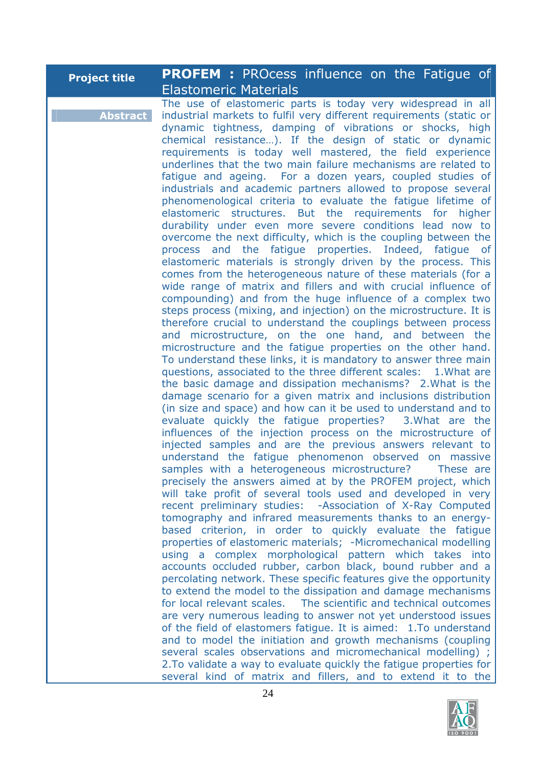| Project title | **PROFEM :** PROcess influence on the Fatigue of Elastomeric Materials |
|---|---|
| **Abstract** | The use of elastomeric parts is today very widespread in all industrial markets to fulfil very different requirements (static or dynamic tightness, damping of vibrations or shocks, high chemical resistance…). If the design of static or dynamic requirements is today well mastered, the field experience underlines that the two main failure mechanisms are related to fatigue and ageing. For a dozen years, coupled studies of industrials and academic partners allowed to propose several phenomenological criteria to evaluate the fatigue lifetime of elastomeric structures. But the requirements for higher durability under even more severe conditions lead now to overcome the next difficulty, which is the coupling between the process and the fatigue properties. Indeed, fatigue of elastomeric materials is strongly driven by the process. This comes from the heterogeneous nature of these materials (for a wide range of matrix and fillers and with crucial influence of compounding) and from the huge influence of a complex two steps process (mixing, and injection) on the microstructure. It is therefore crucial to understand the couplings between process and microstructure, on the one hand, and between the microstructure and the fatigue properties on the other hand. To understand these links, it is mandatory to answer three main questions, associated to the three different scales: 1.What are the basic damage and dissipation mechanisms? 2.What is the damage scenario for a given matrix and inclusions distribution (in size and space) and how can it be used to understand and to evaluate quickly the fatigue properties? 3.What are the influences of the injection process on the microstructure of injected samples and are the previous answers relevant to understand the fatigue phenomenon observed on massive samples with a heterogeneous microstructure? These are precisely the answers aimed at by the PROFEM project, which will take profit of several tools used and developed in very recent preliminary studies: -Association of X-Ray Computed tomography and infrared measurements thanks to an energy-based criterion, in order to quickly evaluate the fatigue properties of elastomeric materials; -Micromechanical modelling using a complex morphological pattern which takes into accounts occluded rubber, carbon black, bound rubber and a percolating network. These specific features give the opportunity to extend the model to the dissipation and damage mechanisms for local relevant scales. The scientific and technical outcomes are very numerous leading to answer not yet understood issues of the field of elastomers fatigue. It is aimed: 1.To understand and to model the initiation and growth mechanisms (coupling several scales observations and micromechanical modelling) ; 2.To validate a way to evaluate quickly the fatigue properties for several kind of matrix and fillers, and to extend it to the |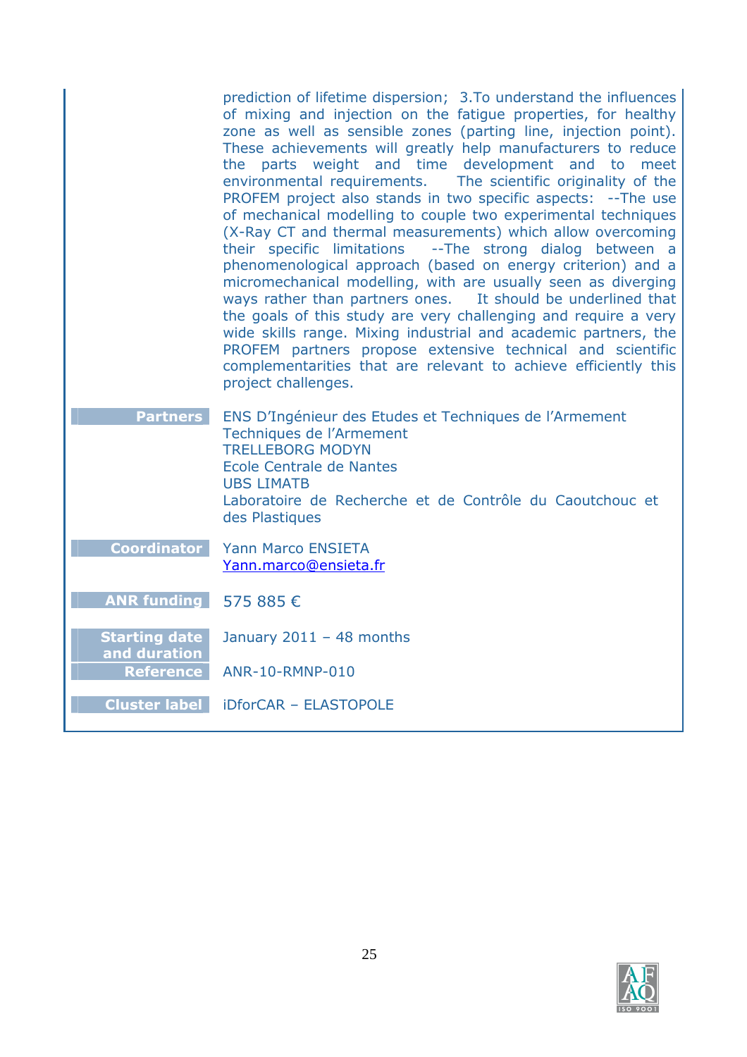prediction of lifetime dispersion; 3.To understand the influences of mixing and injection on the fatigue properties, for healthy zone as well as sensible zones (parting line, injection point). These achievements will greatly help manufacturers to reduce the parts weight and time development and to meet environmental requirements. The scientific originality of the PROFEM project also stands in two specific aspects: --The use of mechanical modelling to couple two experimental techniques (X-Ray CT and thermal measurements) which allow overcoming their specific limitations --The strong dialog between a phenomenological approach (based on energy criterion) and a micromechanical modelling, with are usually seen as diverging ways rather than partners ones. It should be underlined that the goals of this study are very challenging and require a very wide skills range. Mixing industrial and academic partners, the PROFEM partners propose extensive technical and scientific complementarities that are relevant to achieve efficiently this project challenges.

| | |
|---|---|
| **Partners** | ENS D'Ingénieur des Etudes et Techniques de l'Armement<br>Techniques de l'Armement<br>TRELLEBORG MODYN<br>Ecole Centrale de Nantes<br>UBS LIMATB<br>Laboratoire de Recherche et de Contrôle du Caoutchouc et des Plastiques |
| **Coordinator** | Yann Marco ENSIETA<br>Yann.marco@ensieta.fr |
| **ANR funding** | 575 885 € |
| **Starting date and duration** | January 2011 – 48 months |
| **Reference** | ANR-10-RMNP-010 |
| **Cluster label** | iDforCAR – ELASTOPOLE |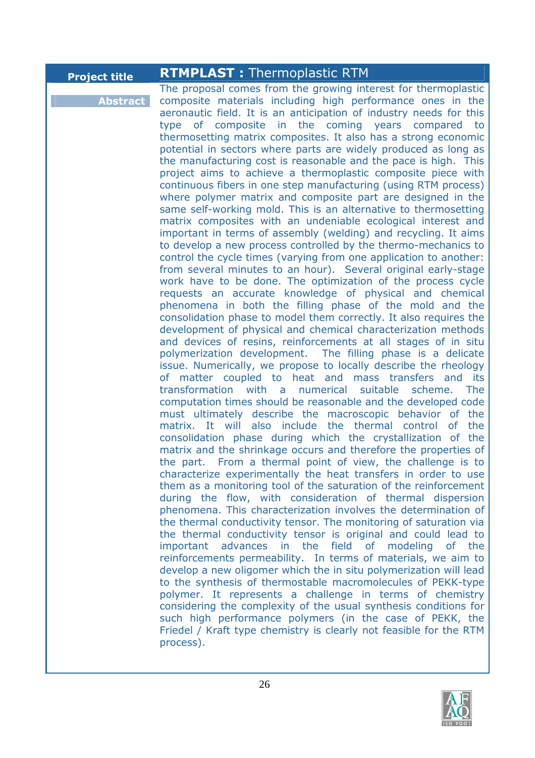| Project title | **RTMPLAST :** Thermoplastic RTM |
| --- | --- |
| **Abstract** | The proposal comes from the growing interest for thermoplastic composite materials including high performance ones in the aeronautic field. It is an anticipation of industry needs for this type of composite in the coming years compared to thermosetting matrix composites. It also has a strong economic potential in sectors where parts are widely produced as long as the manufacturing cost is reasonable and the pace is high. This project aims to achieve a thermoplastic composite piece with continuous fibers in one step manufacturing (using RTM process) where polymer matrix and composite part are designed in the same self-working mold. This is an alternative to thermosetting matrix composites with an undeniable ecological interest and important in terms of assembly (welding) and recycling. It aims to develop a new process controlled by the thermo-mechanics to control the cycle times (varying from one application to another: from several minutes to an hour). Several original early-stage work have to be done. The optimization of the process cycle requests an accurate knowledge of physical and chemical phenomena in both the filling phase of the mold and the consolidation phase to model them correctly. It also requires the development of physical and chemical characterization methods and devices of resins, reinforcements at all stages of in situ polymerization development. The filling phase is a delicate issue. Numerically, we propose to locally describe the rheology of matter coupled to heat and mass transfers and its transformation with a numerical suitable scheme. The computation times should be reasonable and the developed code must ultimately describe the macroscopic behavior of the matrix. It will also include the thermal control of the consolidation phase during which the crystallization of the matrix and the shrinkage occurs and therefore the properties of the part. From a thermal point of view, the challenge is to characterize experimentally the heat transfers in order to use them as a monitoring tool of the saturation of the reinforcement during the flow, with consideration of thermal dispersion phenomena. This characterization involves the determination of the thermal conductivity tensor. The monitoring of saturation via the thermal conductivity tensor is original and could lead to important advances in the field of modeling of the reinforcements permeability. In terms of materials, we aim to develop a new oligomer which the in situ polymerization will lead to the synthesis of thermostable macromolecules of PEKK-type polymer. It represents a challenge in terms of chemistry considering the complexity of the usual synthesis conditions for such high performance polymers (in the case of PEKK, the Friedel / Kraft type chemistry is clearly not feasible for the RTM process). |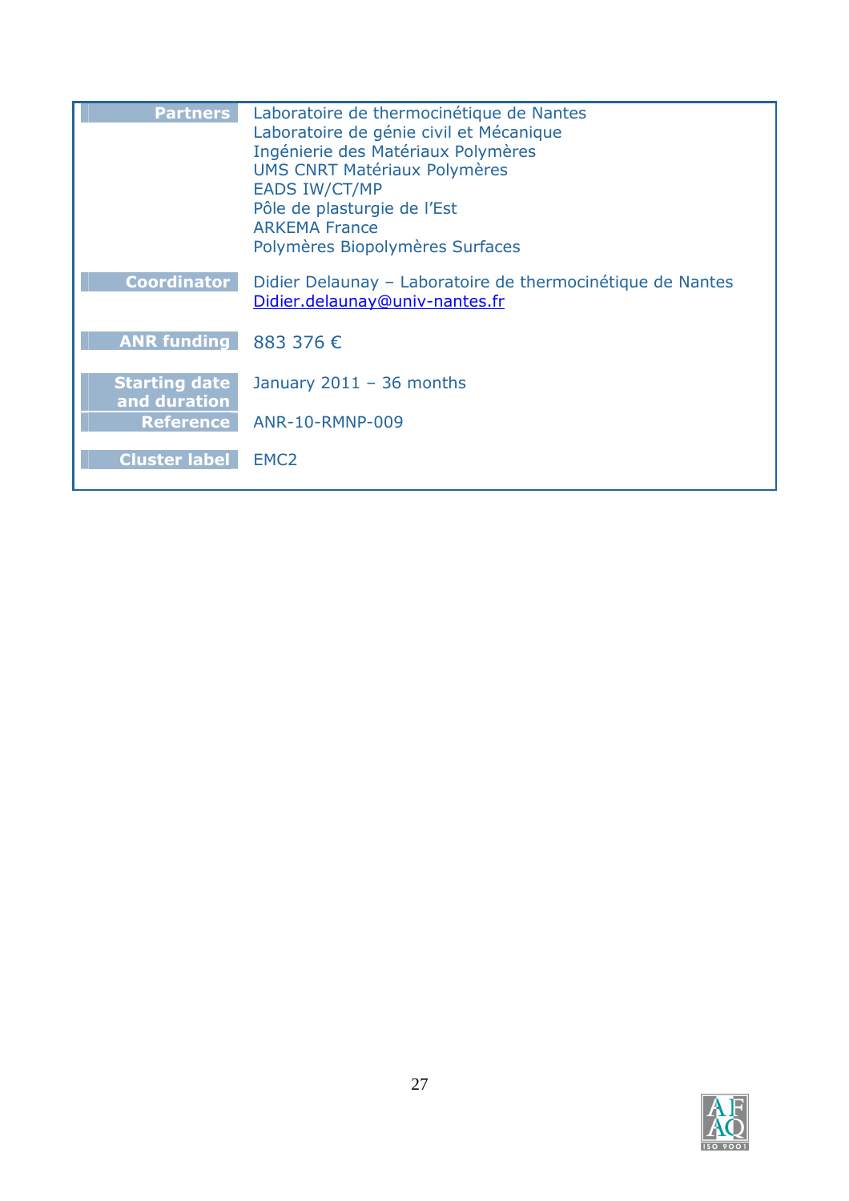| | |
|---|---|
| **Partners** | Laboratoire de thermocinétique de Nantes<br>Laboratoire de génie civil et Mécanique<br>Ingénierie des Matériaux Polymères<br>UMS CNRT Matériaux Polymères<br>EADS IW/CT/MP<br>Pôle de plasturgie de l'Est<br>ARKEMA France<br>Polymères Biopolymères Surfaces |
| **Coordinator** | Didier Delaunay – Laboratoire de thermocinétique de Nantes<br>Didier.delaunay@univ-nantes.fr |
| **ANR funding** | 883 376 € |
| **Starting date and duration** | January 2011 – 36 months |
| **Reference** | ANR-10-RMNP-009 |
| **Cluster label** | EMC2 |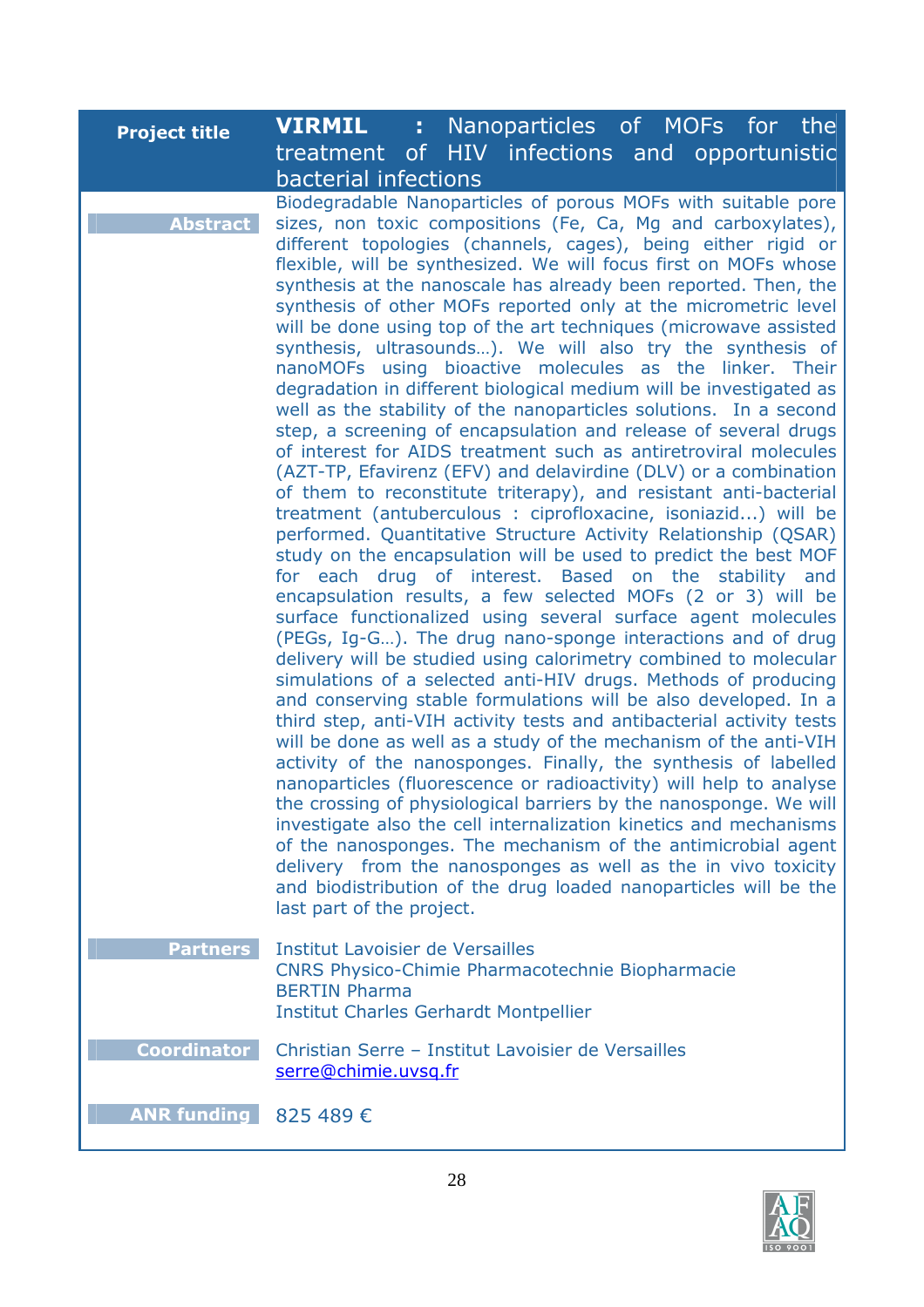| Project title | **VIRMIL :** Nanoparticles of MOFs for the treatment of HIV infections and opportunistic bacterial infections |
|---|---|
| **Abstract** | Biodegradable Nanoparticles of porous MOFs with suitable pore sizes, non toxic compositions (Fe, Ca, Mg and carboxylates), different topologies (channels, cages), being either rigid or flexible, will be synthesized. We will focus first on MOFs whose synthesis at the nanoscale has already been reported. Then, the synthesis of other MOFs reported only at the micrometric level will be done using top of the art techniques (microwave assisted synthesis, ultrasounds…). We will also try the synthesis of nanoMOFs using bioactive molecules as the linker. Their degradation in different biological medium will be investigated as well as the stability of the nanoparticles solutions. In a second step, a screening of encapsulation and release of several drugs of interest for AIDS treatment such as antiretroviral molecules (AZT-TP, Efavirenz (EFV) and delavirdine (DLV) or a combination of them to reconstitute triterapy), and resistant anti-bacterial treatment (antuberculous : ciprofloxacine, isoniazid...) will be performed. Quantitative Structure Activity Relationship (QSAR) study on the encapsulation will be used to predict the best MOF for each drug of interest. Based on the stability and encapsulation results, a few selected MOFs (2 or 3) will be surface functionalized using several surface agent molecules (PEGs, Ig-G…). The drug nano-sponge interactions and of drug delivery will be studied using calorimetry combined to molecular simulations of a selected anti-HIV drugs. Methods of producing and conserving stable formulations will be also developed. In a third step, anti-VIH activity tests and antibacterial activity tests will be done as well as a study of the mechanism of the anti-VIH activity of the nanosponges. Finally, the synthesis of labelled nanoparticles (fluorescence or radioactivity) will help to analyse the crossing of physiological barriers by the nanosponge. We will investigate also the cell internalization kinetics and mechanisms of the nanosponges. The mechanism of the antimicrobial agent delivery from the nanosponges as well as the in vivo toxicity and biodistribution of the drug loaded nanoparticles will be the last part of the project. |
| **Partners** | Institut Lavoisier de Versailles<br>CNRS Physico-Chimie Pharmacotechnie Biopharmacie<br>BERTIN Pharma<br>Institut Charles Gerhardt Montpellier |
| **Coordinator** | Christian Serre – Institut Lavoisier de Versailles<br>serre@chimie.uvsq.fr |
| **ANR funding** | 825 489 € |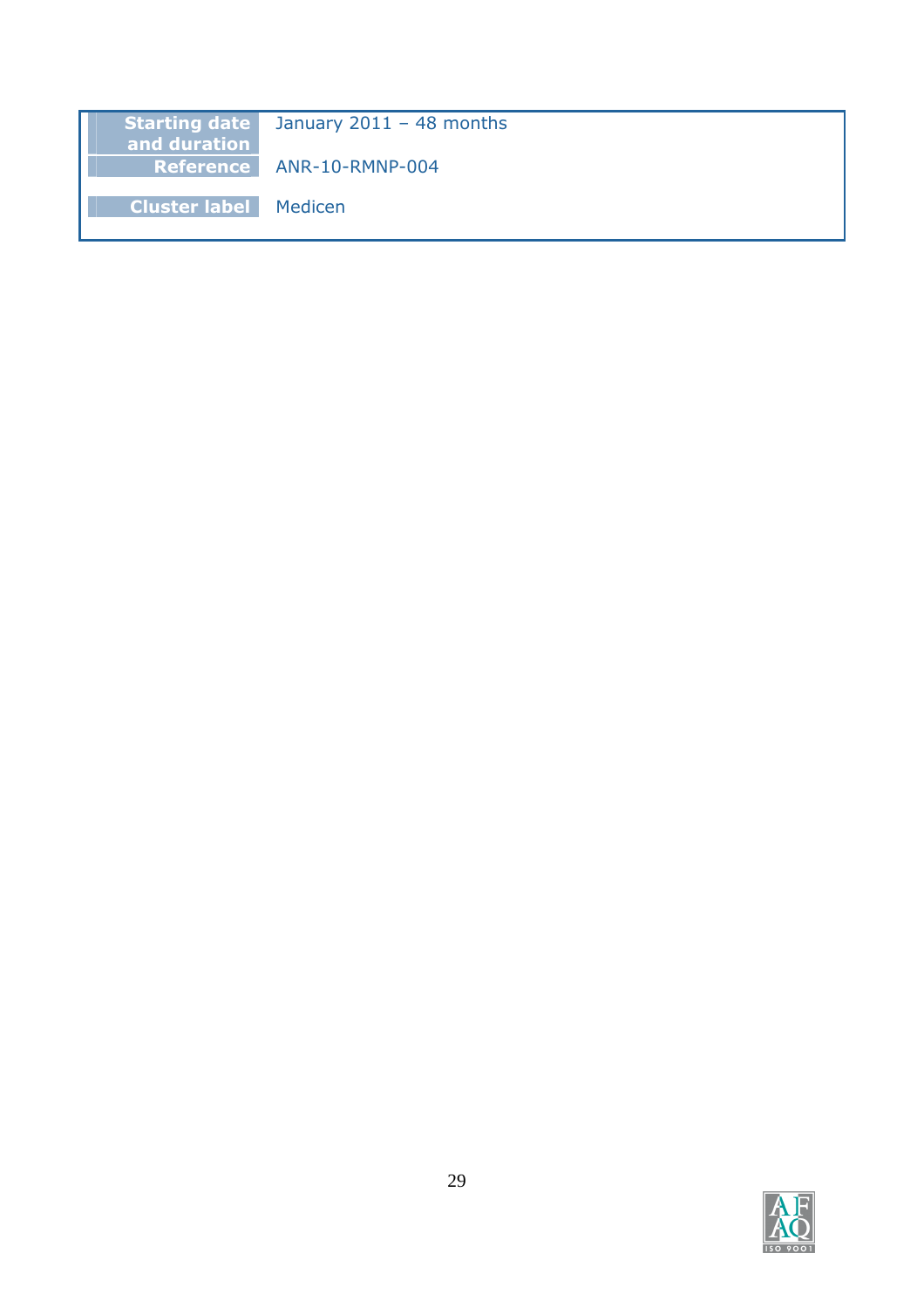| | |
|---|---|
| **Starting date and duration** | January 2011 – 48 months |
| **Reference** | ANR-10-RMNP-004 |
| **Cluster label** | Medicen |